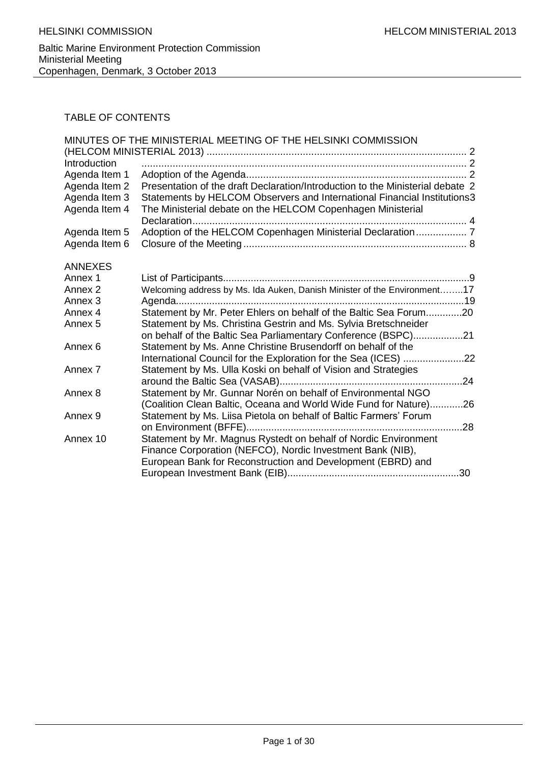Baltic Marine Environment Protection Commission
Ministerial Meeting
Copenhagen, Denmark, 3 October 2013

## TABLE OF CONTENTS

| | | |
|---|---|---|
| MINUTES OF THE MINISTERIAL MEETING OF THE HELSINKI COMMISSION (HELCOM MINISTERIAL 2013) | | 2 |
| Introduction | | 2 |
| Agenda Item 1 | Adoption of the Agenda | 2 |
| Agenda Item 2 | Presentation of the draft Declaration/Introduction to the Ministerial debate | 2 |
| Agenda Item 3 | Statements by HELCOM Observers and International Financial Institutions | 3 |
| Agenda Item 4 | The Ministerial debate on the HELCOM Copenhagen Ministerial Declaration | 4 |
| Agenda Item 5 | Adoption of the HELCOM Copenhagen Ministerial Declaration | 7 |
| Agenda Item 6 | Closure of the Meeting | 8 |

### ANNEXES

| | | |
|---|---|---|
| Annex 1 | List of Participants | 9 |
| Annex 2 | Welcoming address by Ms. Ida Auken, Danish Minister of the Environment | 17 |
| Annex 3 | Agenda | 19 |
| Annex 4 | Statement by Mr. Peter Ehlers on behalf of the Baltic Sea Forum | 20 |
| Annex 5 | Statement by Ms. Christina Gestrin and Ms. Sylvia Bretschneider on behalf of the Baltic Sea Parliamentary Conference (BSPC) | 21 |
| Annex 6 | Statement by Ms. Anne Christine Brusendorff on behalf of the International Council for the Exploration for the Sea (ICES) | 22 |
| Annex 7 | Statement by Ms. Ulla Koski on behalf of Vision and Strategies around the Baltic Sea (VASAB) | 24 |
| Annex 8 | Statement by Mr. Gunnar Norén on behalf of Environmental NGO (Coalition Clean Baltic, Oceana and World Wide Fund for Nature) | 26 |
| Annex 9 | Statement by Ms. Liisa Pietola on behalf of Baltic Farmers' Forum on Environment (BFFE) | 28 |
| Annex 10 | Statement by Mr. Magnus Rystedt on behalf of Nordic Environment Finance Corporation (NEFCO), Nordic Investment Bank (NIB), European Bank for Reconstruction and Development (EBRD) and European Investment Bank (EIB) | 30 |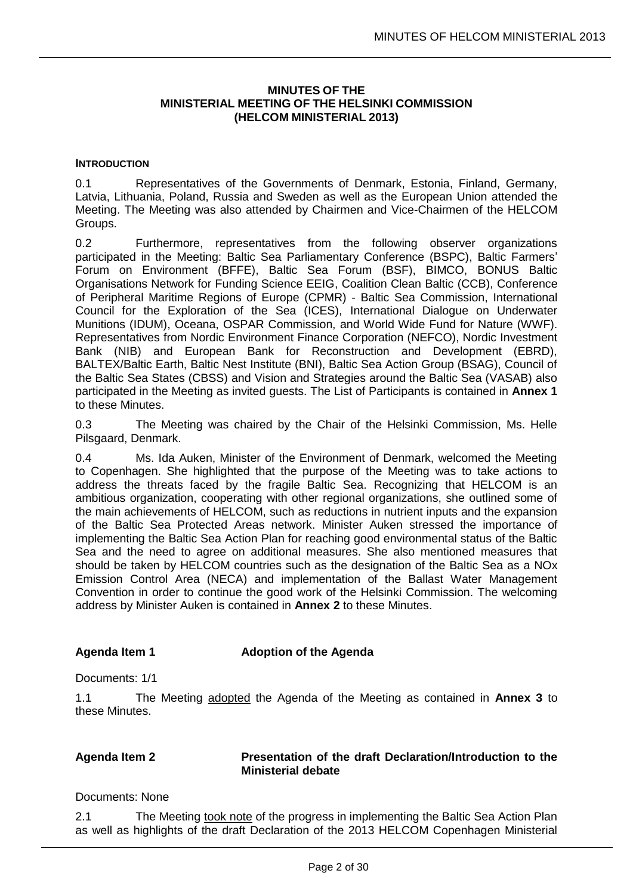# MINUTES OF THE MINISTERIAL MEETING OF THE HELSINKI COMMISSION (HELCOM MINISTERIAL 2013)

## INTRODUCTION

0.1 Representatives of the Governments of Denmark, Estonia, Finland, Germany, Latvia, Lithuania, Poland, Russia and Sweden as well as the European Union attended the Meeting. The Meeting was also attended by Chairmen and Vice-Chairmen of the HELCOM Groups.

0.2 Furthermore, representatives from the following observer organizations participated in the Meeting: Baltic Sea Parliamentary Conference (BSPC), Baltic Farmers' Forum on Environment (BFFE), Baltic Sea Forum (BSF), BIMCO, BONUS Baltic Organisations Network for Funding Science EEIG, Coalition Clean Baltic (CCB), Conference of Peripheral Maritime Regions of Europe (CPMR) - Baltic Sea Commission, International Council for the Exploration of the Sea (ICES), International Dialogue on Underwater Munitions (IDUM), Oceana, OSPAR Commission, and World Wide Fund for Nature (WWF). Representatives from Nordic Environment Finance Corporation (NEFCO), Nordic Investment Bank (NIB) and European Bank for Reconstruction and Development (EBRD), BALTEX/Baltic Earth, Baltic Nest Institute (BNI), Baltic Sea Action Group (BSAG), Council of the Baltic Sea States (CBSS) and Vision and Strategies around the Baltic Sea (VASAB) also participated in the Meeting as invited guests. The List of Participants is contained in **Annex 1** to these Minutes.

0.3 The Meeting was chaired by the Chair of the Helsinki Commission, Ms. Helle Pilsgaard, Denmark.

0.4 Ms. Ida Auken, Minister of the Environment of Denmark, welcomed the Meeting to Copenhagen. She highlighted that the purpose of the Meeting was to take actions to address the threats faced by the fragile Baltic Sea. Recognizing that HELCOM is an ambitious organization, cooperating with other regional organizations, she outlined some of the main achievements of HELCOM, such as reductions in nutrient inputs and the expansion of the Baltic Sea Protected Areas network. Minister Auken stressed the importance of implementing the Baltic Sea Action Plan for reaching good environmental status of the Baltic Sea and the need to agree on additional measures. She also mentioned measures that should be taken by HELCOM countries such as the designation of the Baltic Sea as a NOx Emission Control Area (NECA) and implementation of the Ballast Water Management Convention in order to continue the good work of the Helsinki Commission. The welcoming address by Minister Auken is contained in **Annex 2** to these Minutes.

## Agenda Item 1 Adoption of the Agenda

Documents: 1/1

1.1 The Meeting adopted the Agenda of the Meeting as contained in **Annex 3** to these Minutes.

## Agenda Item 2 Presentation of the draft Declaration/Introduction to the Ministerial debate

Documents: None

2.1 The Meeting took note of the progress in implementing the Baltic Sea Action Plan as well as highlights of the draft Declaration of the 2013 HELCOM Copenhagen Ministerial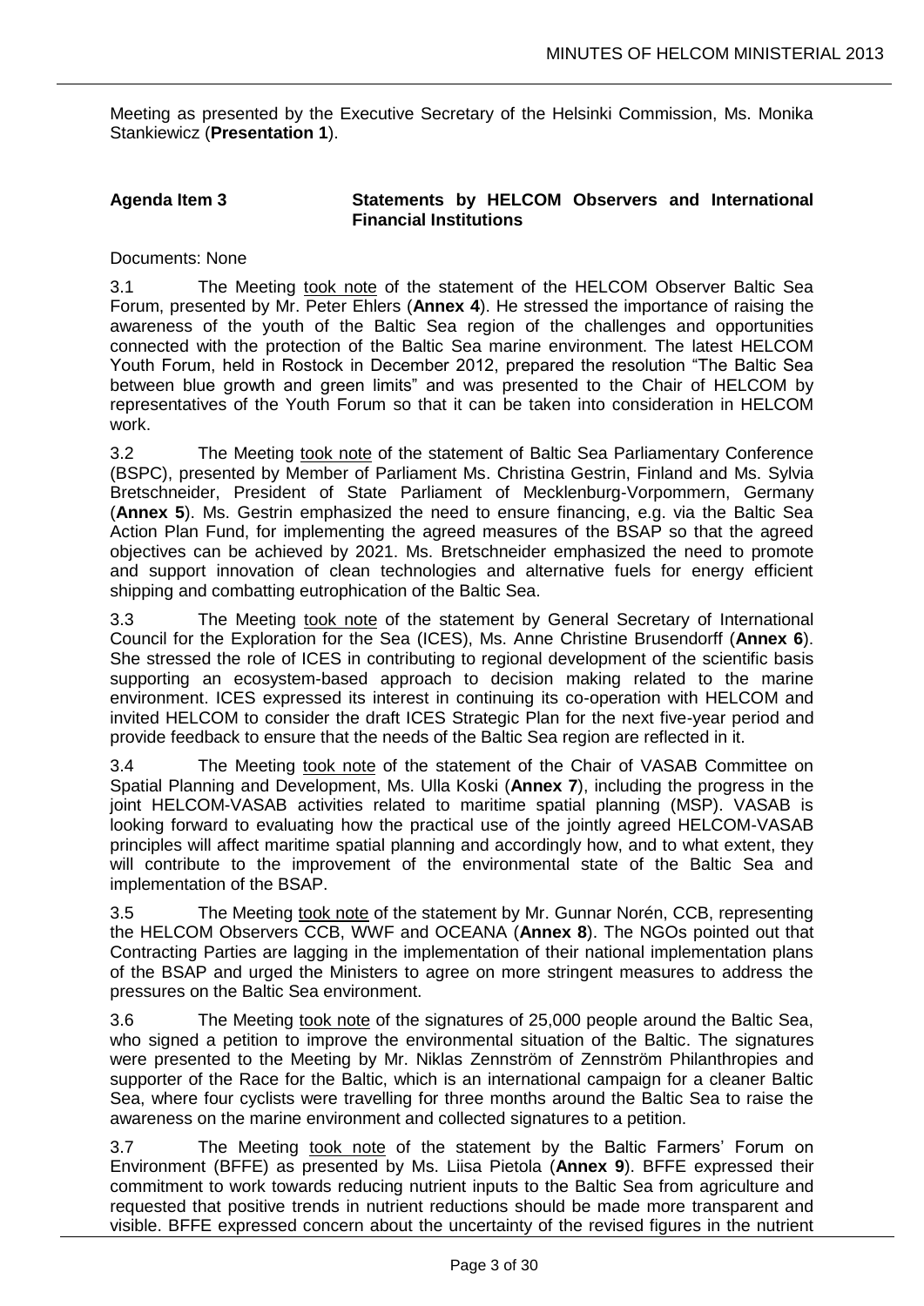Meeting as presented by the Executive Secretary of the Helsinki Commission, Ms. Monika Stankiewicz (**Presentation 1**).

## Agenda Item 3 Statements by HELCOM Observers and International Financial Institutions

Documents: None

3.1 The Meeting took note of the statement of the HELCOM Observer Baltic Sea Forum, presented by Mr. Peter Ehlers (**Annex 4**). He stressed the importance of raising the awareness of the youth of the Baltic Sea region of the challenges and opportunities connected with the protection of the Baltic Sea marine environment. The latest HELCOM Youth Forum, held in Rostock in December 2012, prepared the resolution "The Baltic Sea between blue growth and green limits" and was presented to the Chair of HELCOM by representatives of the Youth Forum so that it can be taken into consideration in HELCOM work.

3.2 The Meeting took note of the statement of Baltic Sea Parliamentary Conference (BSPC), presented by Member of Parliament Ms. Christina Gestrin, Finland and Ms. Sylvia Bretschneider, President of State Parliament of Mecklenburg-Vorpommern, Germany (**Annex 5**). Ms. Gestrin emphasized the need to ensure financing, e.g. via the Baltic Sea Action Plan Fund, for implementing the agreed measures of the BSAP so that the agreed objectives can be achieved by 2021. Ms. Bretschneider emphasized the need to promote and support innovation of clean technologies and alternative fuels for energy efficient shipping and combatting eutrophication of the Baltic Sea.

3.3 The Meeting took note of the statement by General Secretary of International Council for the Exploration for the Sea (ICES), Ms. Anne Christine Brusendorff (**Annex 6**). She stressed the role of ICES in contributing to regional development of the scientific basis supporting an ecosystem-based approach to decision making related to the marine environment. ICES expressed its interest in continuing its co-operation with HELCOM and invited HELCOM to consider the draft ICES Strategic Plan for the next five-year period and provide feedback to ensure that the needs of the Baltic Sea region are reflected in it.

3.4 The Meeting took note of the statement of the Chair of VASAB Committee on Spatial Planning and Development, Ms. Ulla Koski (**Annex 7**), including the progress in the joint HELCOM-VASAB activities related to maritime spatial planning (MSP). VASAB is looking forward to evaluating how the practical use of the jointly agreed HELCOM-VASAB principles will affect maritime spatial planning and accordingly how, and to what extent, they will contribute to the improvement of the environmental state of the Baltic Sea and implementation of the BSAP.

3.5 The Meeting took note of the statement by Mr. Gunnar Norén, CCB, representing the HELCOM Observers CCB, WWF and OCEANA (**Annex 8**). The NGOs pointed out that Contracting Parties are lagging in the implementation of their national implementation plans of the BSAP and urged the Ministers to agree on more stringent measures to address the pressures on the Baltic Sea environment.

3.6 The Meeting took note of the signatures of 25,000 people around the Baltic Sea, who signed a petition to improve the environmental situation of the Baltic. The signatures were presented to the Meeting by Mr. Niklas Zennström of Zennström Philanthropies and supporter of the Race for the Baltic, which is an international campaign for a cleaner Baltic Sea, where four cyclists were travelling for three months around the Baltic Sea to raise the awareness on the marine environment and collected signatures to a petition.

3.7 The Meeting took note of the statement by the Baltic Farmers' Forum on Environment (BFFE) as presented by Ms. Liisa Pietola (**Annex 9**). BFFE expressed their commitment to work towards reducing nutrient inputs to the Baltic Sea from agriculture and requested that positive trends in nutrient reductions should be made more transparent and visible. BFFE expressed concern about the uncertainty of the revised figures in the nutrient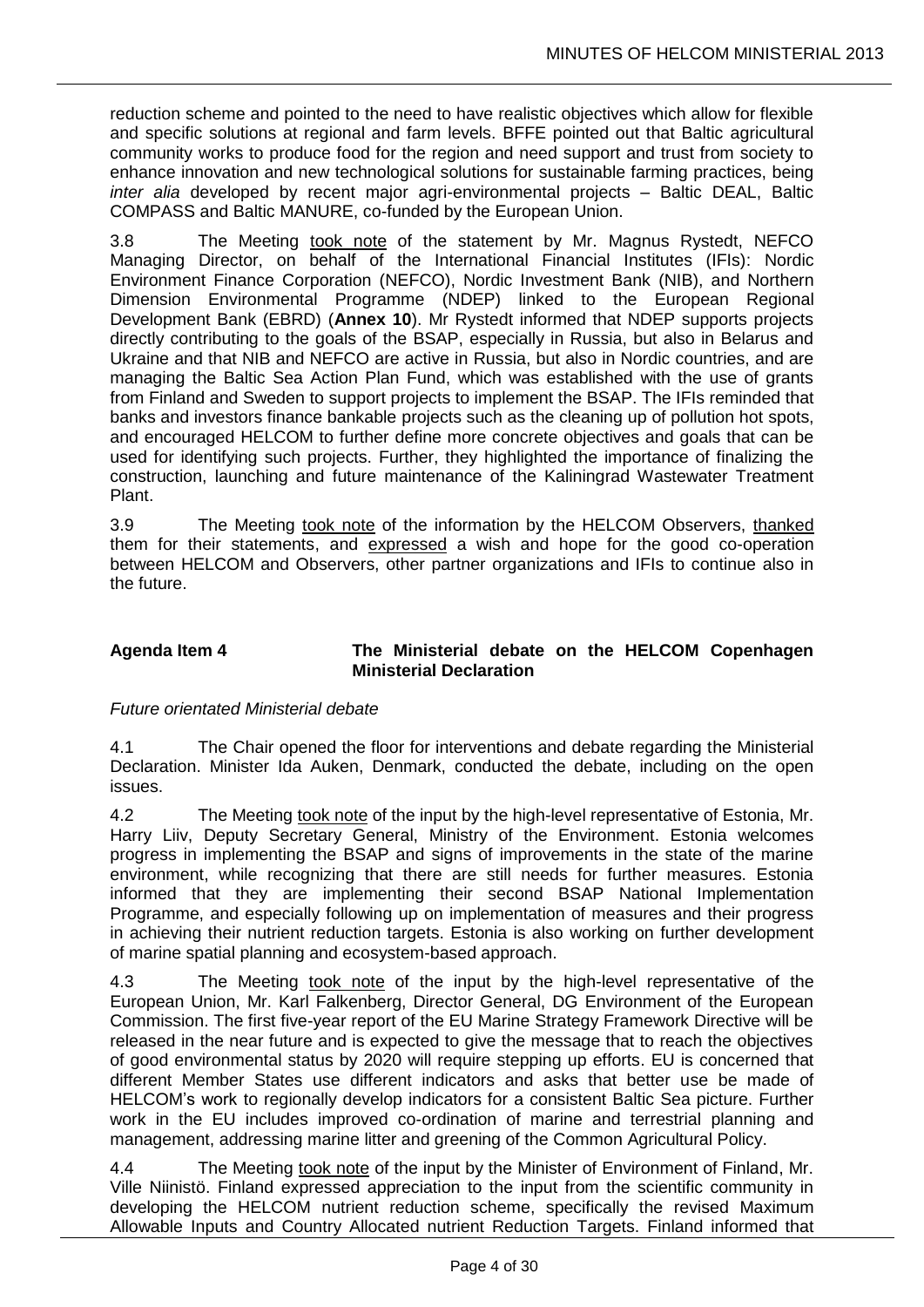reduction scheme and pointed to the need to have realistic objectives which allow for flexible and specific solutions at regional and farm levels. BFFE pointed out that Baltic agricultural community works to produce food for the region and need support and trust from society to enhance innovation and new technological solutions for sustainable farming practices, being *inter alia* developed by recent major agri-environmental projects – Baltic DEAL, Baltic COMPASS and Baltic MANURE, co-funded by the European Union.

3.8 The Meeting took note of the statement by Mr. Magnus Rystedt, NEFCO Managing Director, on behalf of the International Financial Institutes (IFIs): Nordic Environment Finance Corporation (NEFCO), Nordic Investment Bank (NIB), and Northern Dimension Environmental Programme (NDEP) linked to the European Regional Development Bank (EBRD) (**Annex 10**). Mr Rystedt informed that NDEP supports projects directly contributing to the goals of the BSAP, especially in Russia, but also in Belarus and Ukraine and that NIB and NEFCO are active in Russia, but also in Nordic countries, and are managing the Baltic Sea Action Plan Fund, which was established with the use of grants from Finland and Sweden to support projects to implement the BSAP. The IFIs reminded that banks and investors finance bankable projects such as the cleaning up of pollution hot spots, and encouraged HELCOM to further define more concrete objectives and goals that can be used for identifying such projects. Further, they highlighted the importance of finalizing the construction, launching and future maintenance of the Kaliningrad Wastewater Treatment Plant.

3.9 The Meeting took note of the information by the HELCOM Observers, thanked them for their statements, and expressed a wish and hope for the good co-operation between HELCOM and Observers, other partner organizations and IFIs to continue also in the future.

## Agenda Item 4 The Ministerial debate on the HELCOM Copenhagen Ministerial Declaration

*Future orientated Ministerial debate*

4.1 The Chair opened the floor for interventions and debate regarding the Ministerial Declaration. Minister Ida Auken, Denmark, conducted the debate, including on the open issues.

4.2 The Meeting took note of the input by the high-level representative of Estonia, Mr. Harry Liiv, Deputy Secretary General, Ministry of the Environment. Estonia welcomes progress in implementing the BSAP and signs of improvements in the state of the marine environment, while recognizing that there are still needs for further measures. Estonia informed that they are implementing their second BSAP National Implementation Programme, and especially following up on implementation of measures and their progress in achieving their nutrient reduction targets. Estonia is also working on further development of marine spatial planning and ecosystem-based approach.

4.3 The Meeting took note of the input by the high-level representative of the European Union, Mr. Karl Falkenberg, Director General, DG Environment of the European Commission. The first five-year report of the EU Marine Strategy Framework Directive will be released in the near future and is expected to give the message that to reach the objectives of good environmental status by 2020 will require stepping up efforts. EU is concerned that different Member States use different indicators and asks that better use be made of HELCOM's work to regionally develop indicators for a consistent Baltic Sea picture. Further work in the EU includes improved co-ordination of marine and terrestrial planning and management, addressing marine litter and greening of the Common Agricultural Policy.

4.4 The Meeting took note of the input by the Minister of Environment of Finland, Mr. Ville Niinistö. Finland expressed appreciation to the input from the scientific community in developing the HELCOM nutrient reduction scheme, specifically the revised Maximum Allowable Inputs and Country Allocated nutrient Reduction Targets. Finland informed that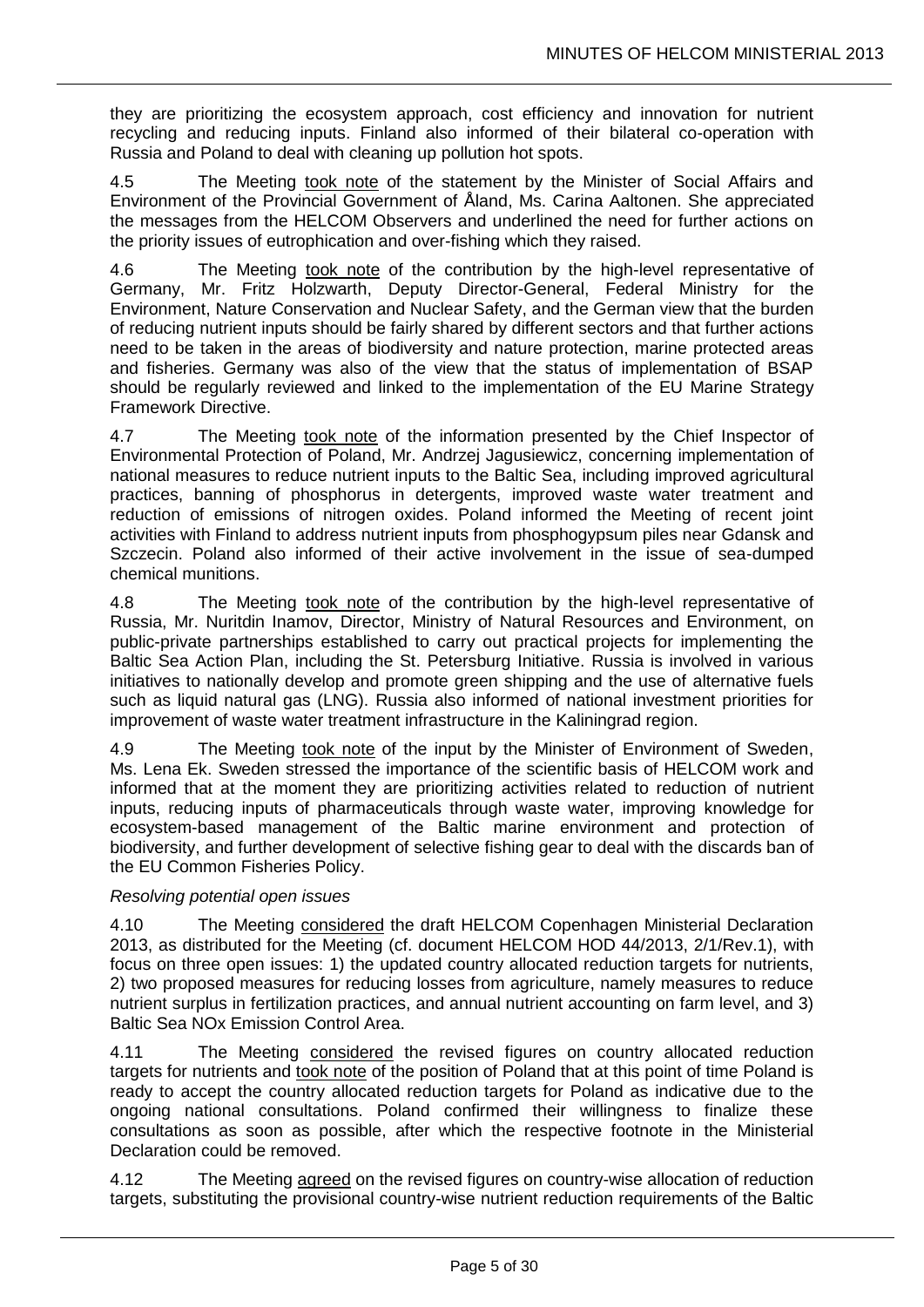they are prioritizing the ecosystem approach, cost efficiency and innovation for nutrient recycling and reducing inputs. Finland also informed of their bilateral co-operation with Russia and Poland to deal with cleaning up pollution hot spots.

4.5 The Meeting took note of the statement by the Minister of Social Affairs and Environment of the Provincial Government of Åland, Ms. Carina Aaltonen. She appreciated the messages from the HELCOM Observers and underlined the need for further actions on the priority issues of eutrophication and over-fishing which they raised.

4.6 The Meeting took note of the contribution by the high-level representative of Germany, Mr. Fritz Holzwarth, Deputy Director-General, Federal Ministry for the Environment, Nature Conservation and Nuclear Safety, and the German view that the burden of reducing nutrient inputs should be fairly shared by different sectors and that further actions need to be taken in the areas of biodiversity and nature protection, marine protected areas and fisheries. Germany was also of the view that the status of implementation of BSAP should be regularly reviewed and linked to the implementation of the EU Marine Strategy Framework Directive.

4.7 The Meeting took note of the information presented by the Chief Inspector of Environmental Protection of Poland, Mr. Andrzej Jagusiewicz, concerning implementation of national measures to reduce nutrient inputs to the Baltic Sea, including improved agricultural practices, banning of phosphorus in detergents, improved waste water treatment and reduction of emissions of nitrogen oxides. Poland informed the Meeting of recent joint activities with Finland to address nutrient inputs from phosphogypsum piles near Gdansk and Szczecin. Poland also informed of their active involvement in the issue of sea-dumped chemical munitions.

4.8 The Meeting took note of the contribution by the high-level representative of Russia, Mr. Nuritdin Inamov, Director, Ministry of Natural Resources and Environment, on public-private partnerships established to carry out practical projects for implementing the Baltic Sea Action Plan, including the St. Petersburg Initiative. Russia is involved in various initiatives to nationally develop and promote green shipping and the use of alternative fuels such as liquid natural gas (LNG). Russia also informed of national investment priorities for improvement of waste water treatment infrastructure in the Kaliningrad region.

4.9 The Meeting took note of the input by the Minister of Environment of Sweden, Ms. Lena Ek. Sweden stressed the importance of the scientific basis of HELCOM work and informed that at the moment they are prioritizing activities related to reduction of nutrient inputs, reducing inputs of pharmaceuticals through waste water, improving knowledge for ecosystem-based management of the Baltic marine environment and protection of biodiversity, and further development of selective fishing gear to deal with the discards ban of the EU Common Fisheries Policy.

*Resolving potential open issues*

4.10 The Meeting considered the draft HELCOM Copenhagen Ministerial Declaration 2013, as distributed for the Meeting (cf. document HELCOM HOD 44/2013, 2/1/Rev.1), with focus on three open issues: 1) the updated country allocated reduction targets for nutrients, 2) two proposed measures for reducing losses from agriculture, namely measures to reduce nutrient surplus in fertilization practices, and annual nutrient accounting on farm level, and 3) Baltic Sea NOx Emission Control Area.

4.11 The Meeting considered the revised figures on country allocated reduction targets for nutrients and took note of the position of Poland that at this point of time Poland is ready to accept the country allocated reduction targets for Poland as indicative due to the ongoing national consultations. Poland confirmed their willingness to finalize these consultations as soon as possible, after which the respective footnote in the Ministerial Declaration could be removed.

4.12 The Meeting agreed on the revised figures on country-wise allocation of reduction targets, substituting the provisional country-wise nutrient reduction requirements of the Baltic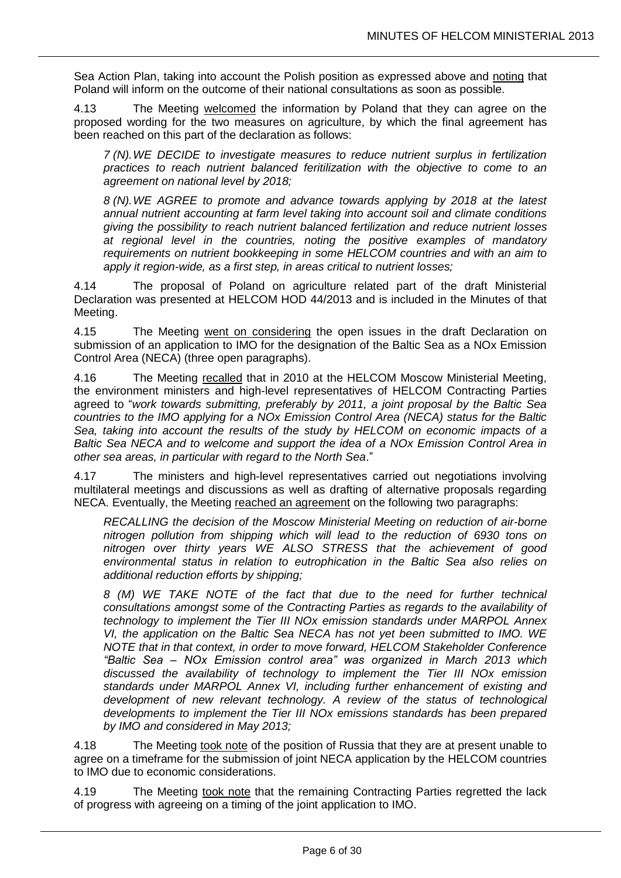Sea Action Plan, taking into account the Polish position as expressed above and noting that Poland will inform on the outcome of their national consultations as soon as possible.

4.13 The Meeting welcomed the information by Poland that they can agree on the proposed wording for the two measures on agriculture, by which the final agreement has been reached on this part of the declaration as follows:

> *7 (N). WE DECIDE to investigate measures to reduce nutrient surplus in fertilization practices to reach nutrient balanced feritilization with the objective to come to an agreement on national level by 2018;*
>
> *8 (N). WE AGREE to promote and advance towards applying by 2018 at the latest annual nutrient accounting at farm level taking into account soil and climate conditions giving the possibility to reach nutrient balanced fertilization and reduce nutrient losses at regional level in the countries, noting the positive examples of mandatory requirements on nutrient bookkeeping in some HELCOM countries and with an aim to apply it region-wide, as a first step, in areas critical to nutrient losses;*

4.14 The proposal of Poland on agriculture related part of the draft Ministerial Declaration was presented at HELCOM HOD 44/2013 and is included in the Minutes of that Meeting.

4.15 The Meeting went on considering the open issues in the draft Declaration on submission of an application to IMO for the designation of the Baltic Sea as a NOx Emission Control Area (NECA) (three open paragraphs).

4.16 The Meeting recalled that in 2010 at the HELCOM Moscow Ministerial Meeting, the environment ministers and high-level representatives of HELCOM Contracting Parties agreed to "*work towards submitting, preferably by 2011, a joint proposal by the Baltic Sea countries to the IMO applying for a NOx Emission Control Area (NECA) status for the Baltic Sea, taking into account the results of the study by HELCOM on economic impacts of a Baltic Sea NECA and to welcome and support the idea of a NOx Emission Control Area in other sea areas, in particular with regard to the North Sea*."

4.17 The ministers and high-level representatives carried out negotiations involving multilateral meetings and discussions as well as drafting of alternative proposals regarding NECA. Eventually, the Meeting reached an agreement on the following two paragraphs:

> *RECALLING the decision of the Moscow Ministerial Meeting on reduction of air-borne nitrogen pollution from shipping which will lead to the reduction of 6930 tons on nitrogen over thirty years WE ALSO STRESS that the achievement of good environmental status in relation to eutrophication in the Baltic Sea also relies on additional reduction efforts by shipping;*
>
> *8 (M) WE TAKE NOTE of the fact that due to the need for further technical consultations amongst some of the Contracting Parties as regards to the availability of technology to implement the Tier III NOx emission standards under MARPOL Annex VI, the application on the Baltic Sea NECA has not yet been submitted to IMO. WE NOTE that in that context, in order to move forward, HELCOM Stakeholder Conference "Baltic Sea – NOx Emission control area" was organized in March 2013 which discussed the availability of technology to implement the Tier III NOx emission standards under MARPOL Annex VI, including further enhancement of existing and development of new relevant technology. A review of the status of technological developments to implement the Tier III NOx emissions standards has been prepared by IMO and considered in May 2013;*

4.18 The Meeting took note of the position of Russia that they are at present unable to agree on a timeframe for the submission of joint NECA application by the HELCOM countries to IMO due to economic considerations.

4.19 The Meeting took note that the remaining Contracting Parties regretted the lack of progress with agreeing on a timing of the joint application to IMO.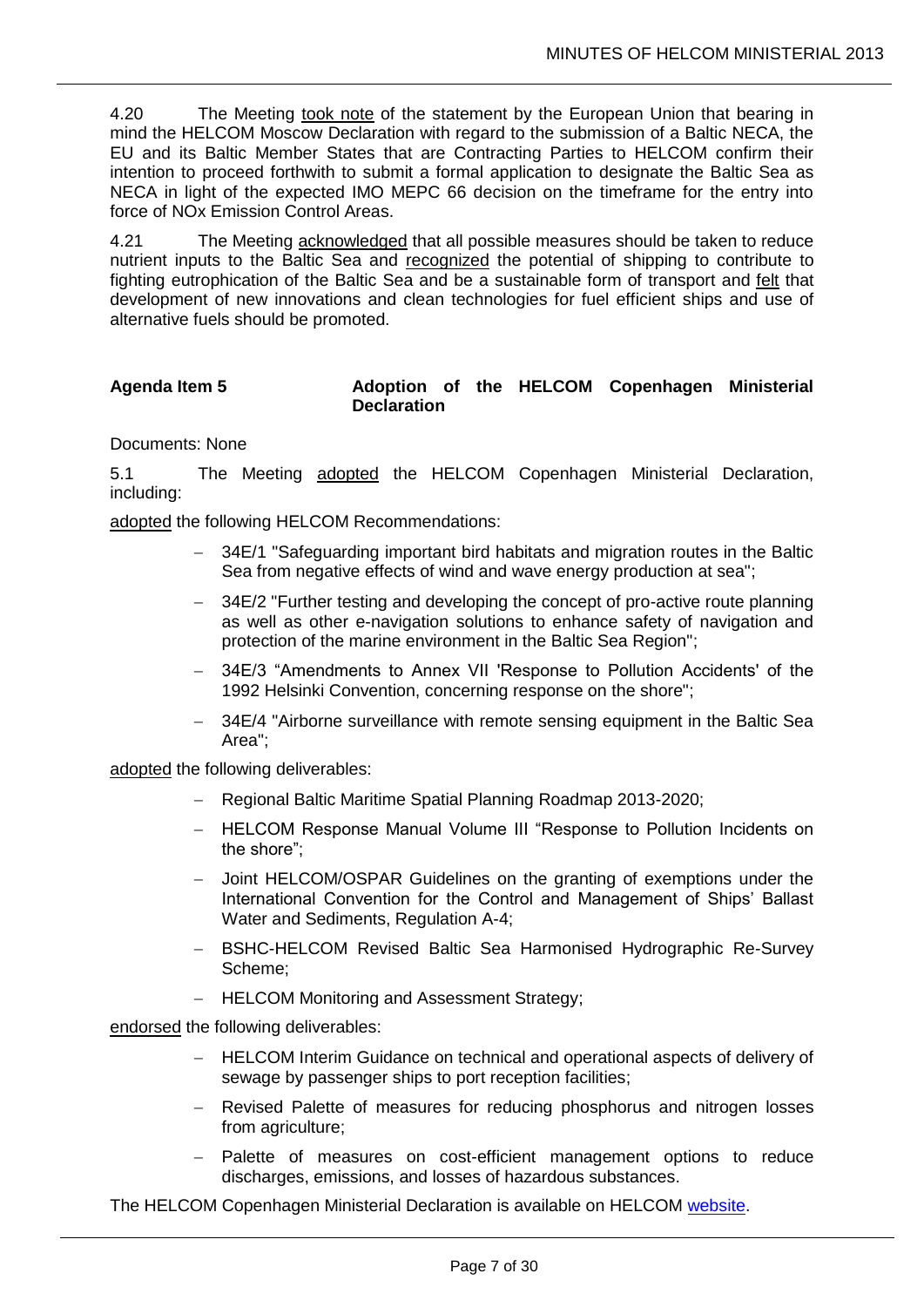4.20 The Meeting took note of the statement by the European Union that bearing in mind the HELCOM Moscow Declaration with regard to the submission of a Baltic NECA, the EU and its Baltic Member States that are Contracting Parties to HELCOM confirm their intention to proceed forthwith to submit a formal application to designate the Baltic Sea as NECA in light of the expected IMO MEPC 66 decision on the timeframe for the entry into force of NOx Emission Control Areas.

4.21 The Meeting acknowledged that all possible measures should be taken to reduce nutrient inputs to the Baltic Sea and recognized the potential of shipping to contribute to fighting eutrophication of the Baltic Sea and be a sustainable form of transport and felt that development of new innovations and clean technologies for fuel efficient ships and use of alternative fuels should be promoted.

## Agenda Item 5 Adoption of the HELCOM Copenhagen Ministerial Declaration

Documents: None

5.1 The Meeting adopted the HELCOM Copenhagen Ministerial Declaration, including:

adopted the following HELCOM Recommendations:

- 34E/1 "Safeguarding important bird habitats and migration routes in the Baltic Sea from negative effects of wind and wave energy production at sea";
- 34E/2 "Further testing and developing the concept of pro-active route planning as well as other e-navigation solutions to enhance safety of navigation and protection of the marine environment in the Baltic Sea Region";
- 34E/3 "Amendments to Annex VII 'Response to Pollution Accidents' of the 1992 Helsinki Convention, concerning response on the shore";
- 34E/4 "Airborne surveillance with remote sensing equipment in the Baltic Sea Area";

adopted the following deliverables:

- Regional Baltic Maritime Spatial Planning Roadmap 2013-2020;
- HELCOM Response Manual Volume III "Response to Pollution Incidents on the shore";
- Joint HELCOM/OSPAR Guidelines on the granting of exemptions under the International Convention for the Control and Management of Ships' Ballast Water and Sediments, Regulation A-4;
- BSHC-HELCOM Revised Baltic Sea Harmonised Hydrographic Re-Survey Scheme;
- HELCOM Monitoring and Assessment Strategy;

endorsed the following deliverables:

- HELCOM Interim Guidance on technical and operational aspects of delivery of sewage by passenger ships to port reception facilities;
- Revised Palette of measures for reducing phosphorus and nitrogen losses from agriculture;
- Palette of measures on cost-efficient management options to reduce discharges, emissions, and losses of hazardous substances.

The HELCOM Copenhagen Ministerial Declaration is available on HELCOM website.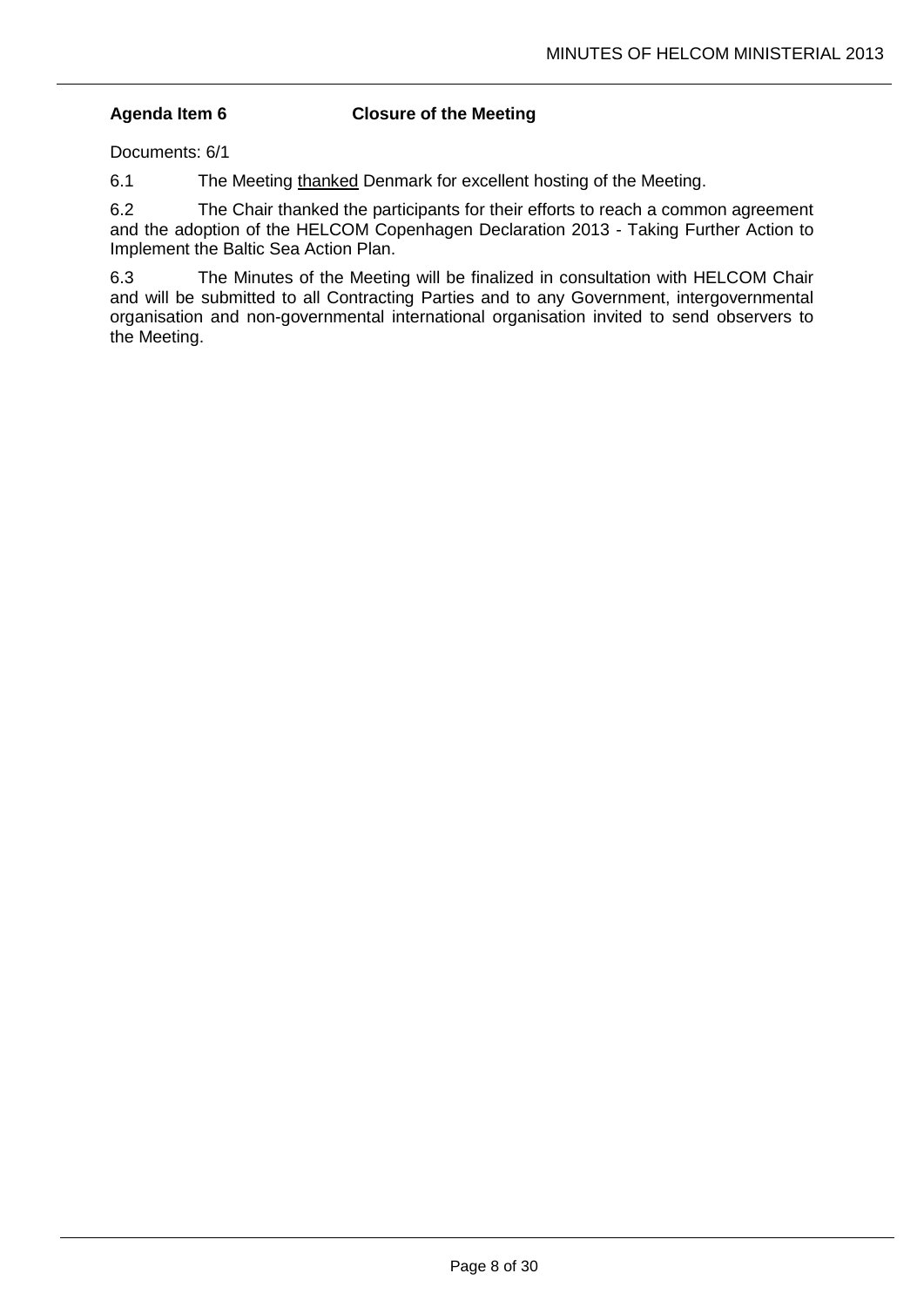**Agenda Item 6 Closure of the Meeting**

Documents: 6/1

6.1 The Meeting <u>thanked</u> Denmark for excellent hosting of the Meeting.

6.2 The Chair thanked the participants for their efforts to reach a common agreement and the adoption of the HELCOM Copenhagen Declaration 2013 - Taking Further Action to Implement the Baltic Sea Action Plan.

6.3 The Minutes of the Meeting will be finalized in consultation with HELCOM Chair and will be submitted to all Contracting Parties and to any Government, intergovernmental organisation and non-governmental international organisation invited to send observers to the Meeting.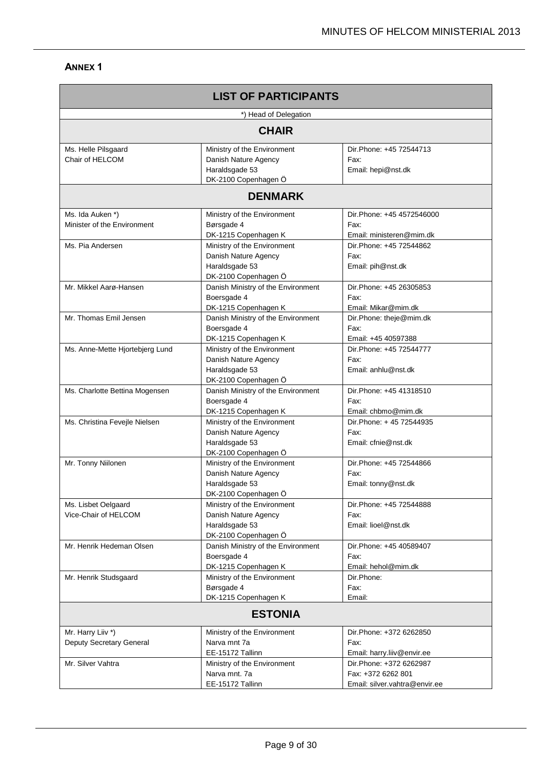**ANNEX 1**

| LIST OF PARTICIPANTS | | |
|---|---|---|
| *) Head of Delegation | | |
| **CHAIR** | | |
| Ms. Helle Pilsgaard<br>Chair of HELCOM | Ministry of the Environment<br>Danish Nature Agency<br>Haraldsgade 53<br>DK-2100 Copenhagen Ö | Dir.Phone: +45 72544713<br>Fax:<br>Email: hepi@nst.dk |
| **DENMARK** | | |
| Ms. Ida Auken *)<br>Minister of the Environment | Ministry of the Environment<br>Børsgade 4<br>DK-1215 Copenhagen K | Dir.Phone: +45 4572546000<br>Fax:<br>Email: ministeren@mim.dk |
| Ms. Pia Andersen | Ministry of the Environment<br>Danish Nature Agency<br>Haraldsgade 53<br>DK-2100 Copenhagen Ö | Dir.Phone: +45 72544862<br>Fax:<br>Email: pih@nst.dk |
| Mr. Mikkel Aarø-Hansen | Danish Ministry of the Environment<br>Boersgade 4<br>DK-1215 Copenhagen K | Dir.Phone: +45 26305853<br>Fax:<br>Email: Mikar@mim.dk |
| Mr. Thomas Emil Jensen | Danish Ministry of the Environment<br>Boersgade 4<br>DK-1215 Copenhagen K | Dir.Phone: theje@mim.dk<br>Fax:<br>Email: +45 40597388 |
| Ms. Anne-Mette Hjortebjerg Lund | Ministry of the Environment<br>Danish Nature Agency<br>Haraldsgade 53<br>DK-2100 Copenhagen Ö | Dir.Phone: +45 72544777<br>Fax:<br>Email: anhlu@nst.dk |
| Ms. Charlotte Bettina Mogensen | Danish Ministry of the Environment<br>Boersgade 4<br>DK-1215 Copenhagen K | Dir.Phone: +45 41318510<br>Fax:<br>Email: chbmo@mim.dk |
| Ms. Christina Fevejle Nielsen | Ministry of the Environment<br>Danish Nature Agency<br>Haraldsgade 53<br>DK-2100 Copenhagen Ö | Dir.Phone: + 45 72544935<br>Fax:<br>Email: cfnie@nst.dk |
| Mr. Tonny Niilonen | Ministry of the Environment<br>Danish Nature Agency<br>Haraldsgade 53<br>DK-2100 Copenhagen Ö | Dir.Phone: +45 72544866<br>Fax:<br>Email: tonny@nst.dk |
| Ms. Lisbet Oelgaard<br>Vice-Chair of HELCOM | Ministry of the Environment<br>Danish Nature Agency<br>Haraldsgade 53<br>DK-2100 Copenhagen Ö | Dir.Phone: +45 72544888<br>Fax:<br>Email: lioel@nst.dk |
| Mr. Henrik Hedeman Olsen | Danish Ministry of the Environment<br>Boersgade 4<br>DK-1215 Copenhagen K | Dir.Phone: +45 40589407<br>Fax:<br>Email: hehol@mim.dk |
| Mr. Henrik Studsgaard | Ministry of the Environment<br>Børsgade 4<br>DK-1215 Copenhagen K | Dir.Phone:<br>Fax:<br>Email: |
| **ESTONIA** | | |
| Mr. Harry Liiv *)<br>Deputy Secretary General | Ministry of the Environment<br>Narva mnt 7a<br>EE-15172 Tallinn | Dir.Phone: +372 6262850<br>Fax:<br>Email: harry.liiv@envir.ee |
| Mr. Silver Vahtra | Ministry of the Environment<br>Narva mnt. 7a<br>EE-15172 Tallinn | Dir.Phone: +372 6262987<br>Fax: +372 6262 801<br>Email: silver.vahtra@envir.ee |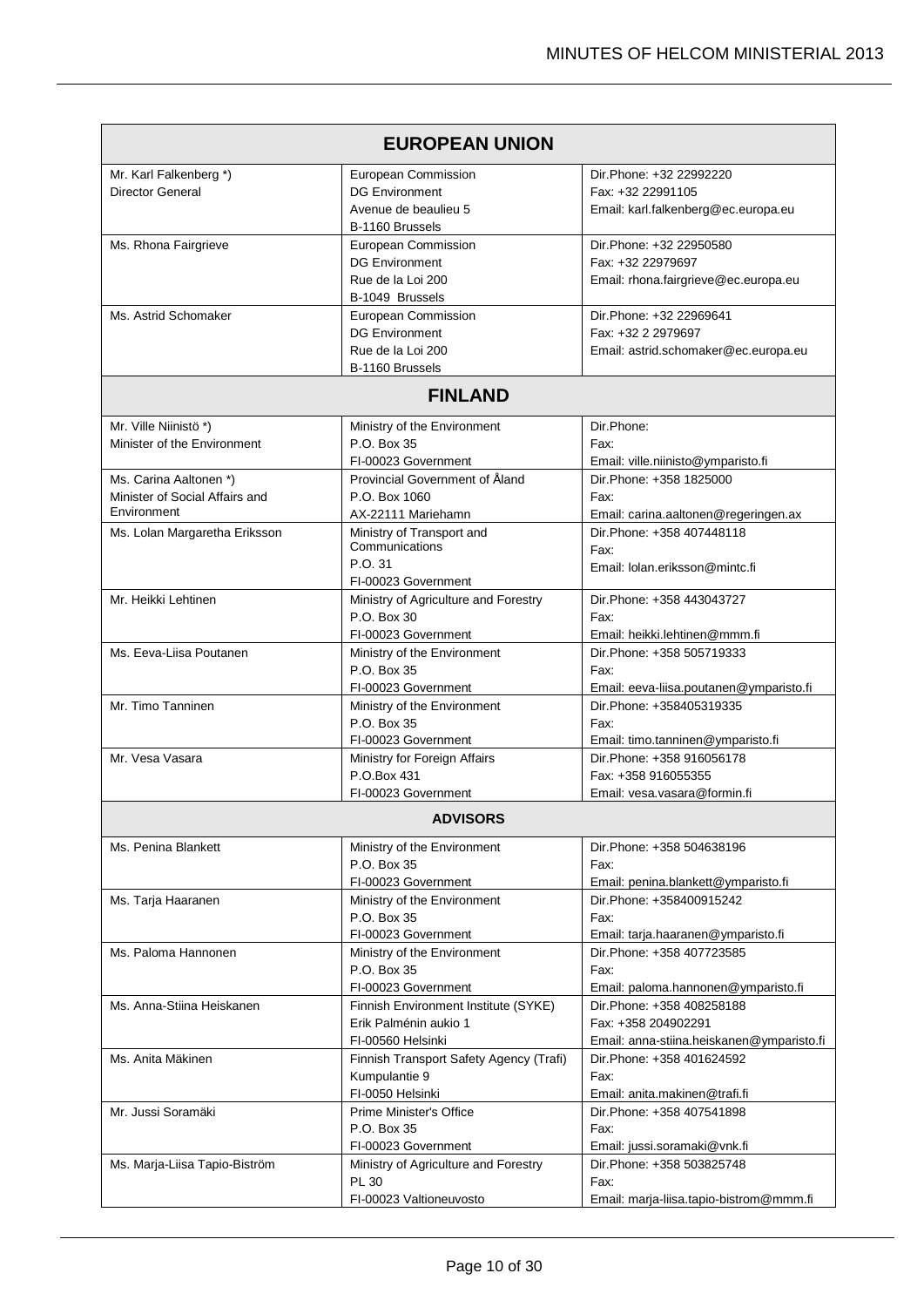| **EUROPEAN UNION** | | |
|---|---|---|
| Mr. Karl Falkenberg *)<br>Director General | European Commission<br>DG Environment<br>Avenue de beaulieu 5<br>B-1160 Brussels | Dir.Phone: +32 22992220<br>Fax: +32 22991105<br>Email: karl.falkenberg@ec.europa.eu |
| Ms. Rhona Fairgrieve | European Commission<br>DG Environment<br>Rue de la Loi 200<br>B-1049 Brussels | Dir.Phone: +32 22950580<br>Fax: +32 22979697<br>Email: rhona.fairgrieve@ec.europa.eu |
| Ms. Astrid Schomaker | European Commission<br>DG Environment<br>Rue de la Loi 200<br>B-1160 Brussels | Dir.Phone: +32 22969641<br>Fax: +32 2 2979697<br>Email: astrid.schomaker@ec.europa.eu |
| **FINLAND** | | |
| Mr. Ville Niinistö *)<br>Minister of the Environment | Ministry of the Environment<br>P.O. Box 35<br>FI-00023 Government | Dir.Phone:<br>Fax:<br>Email: ville.niinisto@ymparisto.fi |
| Ms. Carina Aaltonen *)<br>Minister of Social Affairs and Environment | Provincial Government of Åland<br>P.O. Box 1060<br>AX-22111 Mariehamn | Dir.Phone: +358 1825000<br>Fax:<br>Email: carina.aaltonen@regeringen.ax |
| Ms. Lolan Margaretha Eriksson | Ministry of Transport and Communications<br>P.O. 31<br>FI-00023 Government | Dir.Phone: +358 407448118<br>Fax:<br>Email: lolan.eriksson@mintc.fi |
| Mr. Heikki Lehtinen | Ministry of Agriculture and Forestry<br>P.O. Box 30<br>FI-00023 Government | Dir.Phone: +358 443043727<br>Fax:<br>Email: heikki.lehtinen@mmm.fi |
| Ms. Eeva-Liisa Poutanen | Ministry of the Environment<br>P.O. Box 35<br>FI-00023 Government | Dir.Phone: +358 505719333<br>Fax:<br>Email: eeva-liisa.poutanen@ymparisto.fi |
| Mr. Timo Tanninen | Ministry of the Environment<br>P.O. Box 35<br>FI-00023 Government | Dir.Phone: +358405319335<br>Fax:<br>Email: timo.tanninen@ymparisto.fi |
| Mr. Vesa Vasara | Ministry for Foreign Affairs<br>P.O.Box 431<br>FI-00023 Government | Dir.Phone: +358 916056178<br>Fax: +358 916055355<br>Email: vesa.vasara@formin.fi |
| **ADVISORS** | | |
| Ms. Penina Blankett | Ministry of the Environment<br>P.O. Box 35<br>FI-00023 Government | Dir.Phone: +358 504638196<br>Fax:<br>Email: penina.blankett@ymparisto.fi |
| Ms. Tarja Haaranen | Ministry of the Environment<br>P.O. Box 35<br>FI-00023 Government | Dir.Phone: +358400915242<br>Fax:<br>Email: tarja.haaranen@ymparisto.fi |
| Ms. Paloma Hannonen | Ministry of the Environment<br>P.O. Box 35<br>FI-00023 Government | Dir.Phone: +358 407723585<br>Fax:<br>Email: paloma.hannonen@ymparisto.fi |
| Ms. Anna-Stiina Heiskanen | Finnish Environment Institute (SYKE)<br>Erik Palménin aukio 1<br>FI-00560 Helsinki | Dir.Phone: +358 408258188<br>Fax: +358 204902291<br>Email: anna-stiina.heiskanen@ymparisto.fi |
| Ms. Anita Mäkinen | Finnish Transport Safety Agency (Trafi)<br>Kumpulantie 9<br>FI-0050 Helsinki | Dir.Phone: +358 401624592<br>Fax:<br>Email: anita.makinen@trafi.fi |
| Mr. Jussi Soramäki | Prime Minister's Office<br>P.O. Box 35<br>FI-00023 Government | Dir.Phone: +358 407541898<br>Fax:<br>Email: jussi.soramaki@vnk.fi |
| Ms. Marja-Liisa Tapio-Biström | Ministry of Agriculture and Forestry<br>PL 30<br>FI-00023 Valtioneuvosto | Dir.Phone: +358 503825748<br>Fax:<br>Email: marja-liisa.tapio-bistrom@mmm.fi |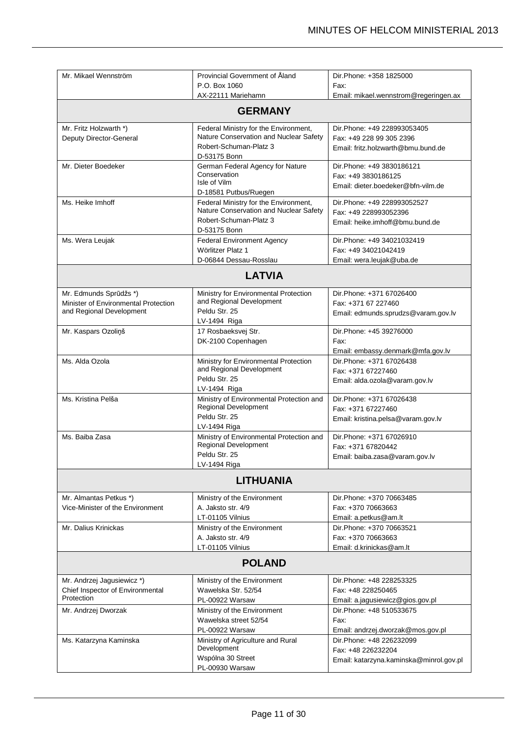| | | |
|---|---|---|
| Mr. Mikael Wennström | Provincial Government of Åland<br>P.O. Box 1060<br>AX-22111 Mariehamn | Dir.Phone: +358 1825000<br>Fax:<br>Email: mikael.wennstrom@regeringen.ax |
| **GERMANY** | | |
| Mr. Fritz Holzwarth *)<br>Deputy Director-General | Federal Ministry for the Environment, Nature Conservation and Nuclear Safety<br>Robert-Schuman-Platz 3<br>D-53175 Bonn | Dir.Phone: +49 228993053405<br>Fax: +49 228 99 305 2396<br>Email: fritz.holzwarth@bmu.bund.de |
| Mr. Dieter Boedeker | German Federal Agency for Nature Conservation<br>Isle of Vilm<br>D-18581 Putbus/Ruegen | Dir.Phone: +49 3830186121<br>Fax: +49 3830186125<br>Email: dieter.boedeker@bfn-vilm.de |
| Ms. Heike Imhoff | Federal Ministry for the Environment, Nature Conservation and Nuclear Safety<br>Robert-Schuman-Platz 3<br>D-53175 Bonn | Dir.Phone: +49 228993052527<br>Fax: +49 228993052396<br>Email: heike.imhoff@bmu.bund.de |
| Ms. Wera Leujak | Federal Environment Agency<br>Wörlitzer Platz 1<br>D-06844 Dessau-Rosslau | Dir.Phone: +49 34021032419<br>Fax: +49 34021042419<br>Email: wera.leujak@uba.de |
| **LATVIA** | | |
| Mr. Edmunds Sprūdžs *)<br>Minister of Environmental Protection and Regional Development | Ministry for Environmental Protection and Regional Development<br>Peldu Str. 25<br>LV-1494 Riga | Dir.Phone: +371 67026400<br>Fax: +371 67 227460<br>Email: edmunds.sprudzs@varam.gov.lv |
| Mr. Kaspars Ozoliņš | 17 Rosbaeksvej Str.<br>DK-2100 Copenhagen | Dir.Phone: +45 39276000<br>Fax:<br>Email: embassy.denmark@mfa.gov.lv |
| Ms. Alda Ozola | Ministry for Environmental Protection and Regional Development<br>Peldu Str. 25<br>LV-1494 Riga | Dir.Phone: +371 67026438<br>Fax: +371 67227460<br>Email: alda.ozola@varam.gov.lv |
| Ms. Kristina Pelša | Ministry of Environmental Protection and Regional Development<br>Peldu Str. 25<br>LV-1494 Riga | Dir.Phone: +371 67026438<br>Fax: +371 67227460<br>Email: kristina.pelsa@varam.gov.lv |
| Ms. Baiba Zasa | Ministry of Environmental Protection and Regional Development<br>Peldu Str. 25<br>LV-1494 Riga | Dir.Phone: +371 67026910<br>Fax: +371 67820442<br>Email: baiba.zasa@varam.gov.lv |
| **LITHUANIA** | | |
| Mr. Almantas Petkus *)<br>Vice-Minister of the Environment | Ministry of the Environment<br>A. Jaksto str. 4/9<br>LT-01105 Vilnius | Dir.Phone: +370 70663485<br>Fax: +370 70663663<br>Email: a.petkus@am.lt |
| Mr. Dalius Krinickas | Ministry of the Environment<br>A. Jaksto str. 4/9<br>LT-01105 Vilnius | Dir.Phone: +370 70663521<br>Fax: +370 70663663<br>Email: d.krinickas@am.lt |
| **POLAND** | | |
| Mr. Andrzej Jagusiewicz *)<br>Chief Inspector of Environmental Protection | Ministry of the Environment<br>Wawelska Str. 52/54<br>PL-00922 Warsaw | Dir.Phone: +48 228253325<br>Fax: +48 228250465<br>Email: a.jagusiewicz@gios.gov.pl |
| Mr. Andrzej Dworzak | Ministry of the Environment<br>Wawelska street 52/54<br>PL-00922 Warsaw | Dir.Phone: +48 510533675<br>Fax:<br>Email: andrzej.dworzak@mos.gov.pl |
| Ms. Katarzyna Kaminska | Ministry of Agriculture and Rural Development<br>Wspólna 30 Street<br>PL-00930 Warsaw | Dir.Phone: +48 226232099<br>Fax: +48 226232204<br>Email: katarzyna.kaminska@minrol.gov.pl |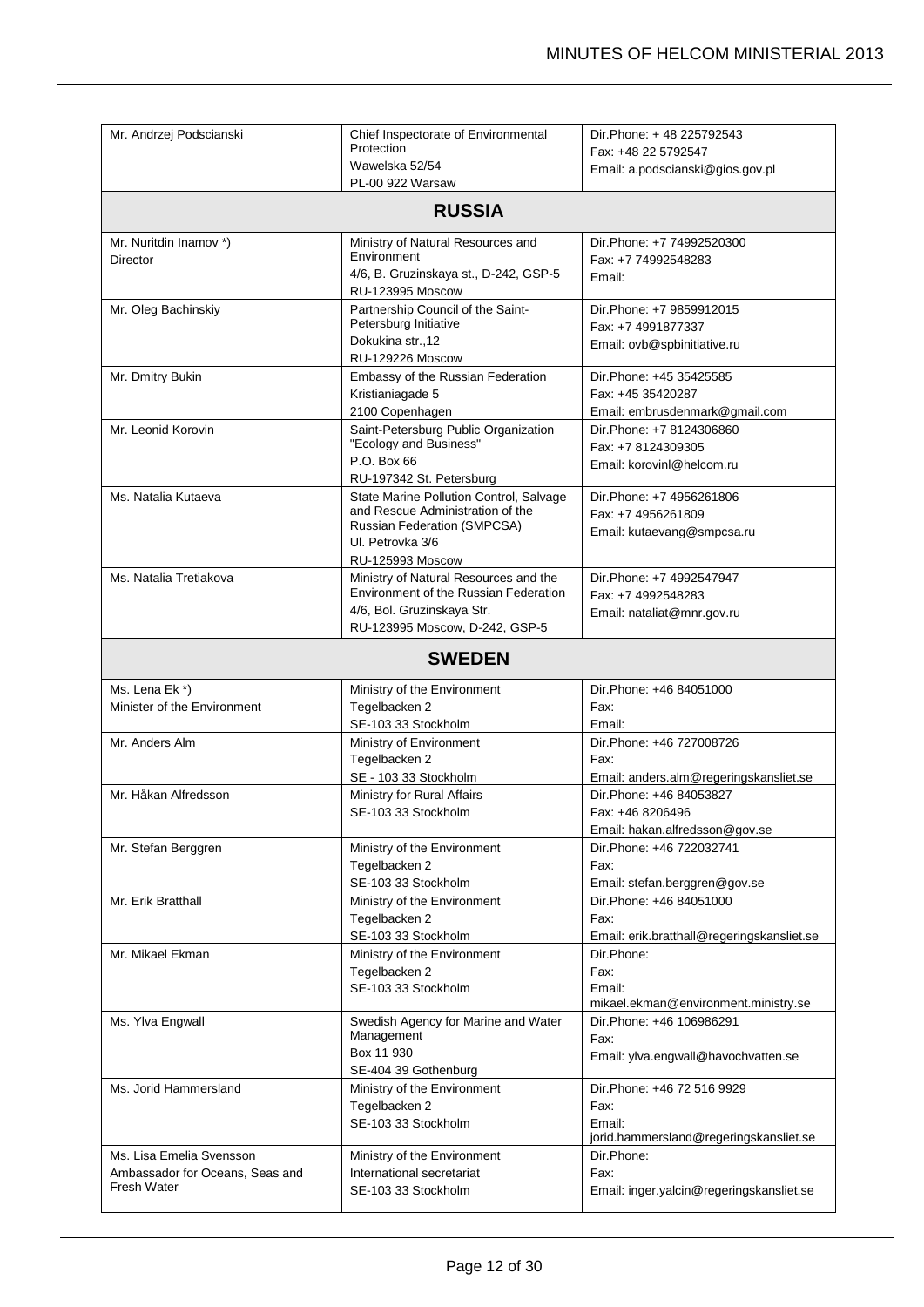| | | |
|---|---|---|
| Mr. Andrzej Podscianski | Chief Inspectorate of Environmental Protection<br>Wawelska 52/54<br>PL-00 922 Warsaw | Dir.Phone: + 48 225792543<br>Fax: +48 22 5792547<br>Email: a.podscianski@gios.gov.pl |
| **RUSSIA** | | |
| Mr. Nuritdin Inamov *)<br>Director | Ministry of Natural Resources and Environment<br>4/6, B. Gruzinskaya st., D-242, GSP-5<br>RU-123995 Moscow | Dir.Phone: +7 74992520300<br>Fax: +7 74992548283<br>Email: |
| Mr. Oleg Bachinskiy | Partnership Council of the Saint-Petersburg Initiative<br>Dokukina str.,12<br>RU-129226 Moscow | Dir.Phone: +7 9859912015<br>Fax: +7 4991877337<br>Email: ovb@spbinitiative.ru |
| Mr. Dmitry Bukin | Embassy of the Russian Federation<br>Kristianiagade 5<br>2100 Copenhagen | Dir.Phone: +45 35425585<br>Fax: +45 35420287<br>Email: embrusdenmark@gmail.com |
| Mr. Leonid Korovin | Saint-Petersburg Public Organization "Ecology and Business"<br>P.O. Box 66<br>RU-197342 St. Petersburg | Dir.Phone: +7 8124306860<br>Fax: +7 8124309305<br>Email: korovinl@helcom.ru |
| Ms. Natalia Kutaeva | State Marine Pollution Control, Salvage and Rescue Administration of the Russian Federation (SMPCSA)<br>Ul. Petrovka 3/6<br>RU-125993 Moscow | Dir.Phone: +7 4956261806<br>Fax: +7 4956261809<br>Email: kutaevang@smpcsa.ru |
| Ms. Natalia Tretiakova | Ministry of Natural Resources and the Environment of the Russian Federation<br>4/6, Bol. Gruzinskaya Str.<br>RU-123995 Moscow, D-242, GSP-5 | Dir.Phone: +7 4992547947<br>Fax: +7 4992548283<br>Email: nataliat@mnr.gov.ru |
| **SWEDEN** | | |
| Ms. Lena Ek *)<br>Minister of the Environment | Ministry of the Environment<br>Tegelbacken 2<br>SE-103 33 Stockholm | Dir.Phone: +46 84051000<br>Fax:<br>Email: |
| Mr. Anders Alm | Ministry of Environment<br>Tegelbacken 2<br>SE - 103 33 Stockholm | Dir.Phone: +46 727008726<br>Fax:<br>Email: anders.alm@regeringskansliet.se |
| Mr. Håkan Alfredsson | Ministry for Rural Affairs<br>SE-103 33 Stockholm | Dir.Phone: +46 84053827<br>Fax: +46 8206496<br>Email: hakan.alfredsson@gov.se |
| Mr. Stefan Berggren | Ministry of the Environment<br>Tegelbacken 2<br>SE-103 33 Stockholm | Dir.Phone: +46 722032741<br>Fax:<br>Email: stefan.berggren@gov.se |
| Mr. Erik Bratthall | Ministry of the Environment<br>Tegelbacken 2<br>SE-103 33 Stockholm | Dir.Phone: +46 84051000<br>Fax:<br>Email: erik.bratthall@regeringskansliet.se |
| Mr. Mikael Ekman | Ministry of the Environment<br>Tegelbacken 2<br>SE-103 33 Stockholm | Dir.Phone:<br>Fax:<br>Email: mikael.ekman@environment.ministry.se |
| Ms. Ylva Engwall | Swedish Agency for Marine and Water Management<br>Box 11 930<br>SE-404 39 Gothenburg | Dir.Phone: +46 106986291<br>Fax:<br>Email: ylva.engwall@havochvatten.se |
| Ms. Jorid Hammersland | Ministry of the Environment<br>Tegelbacken 2<br>SE-103 33 Stockholm | Dir.Phone: +46 72 516 9929<br>Fax:<br>Email: jorid.hammersland@regeringskansliet.se |
| Ms. Lisa Emelia Svensson<br>Ambassador for Oceans, Seas and Fresh Water | Ministry of the Environment<br>International secretariat<br>SE-103 33 Stockholm | Dir.Phone:<br>Fax:<br>Email: inger.yalcin@regeringskansliet.se |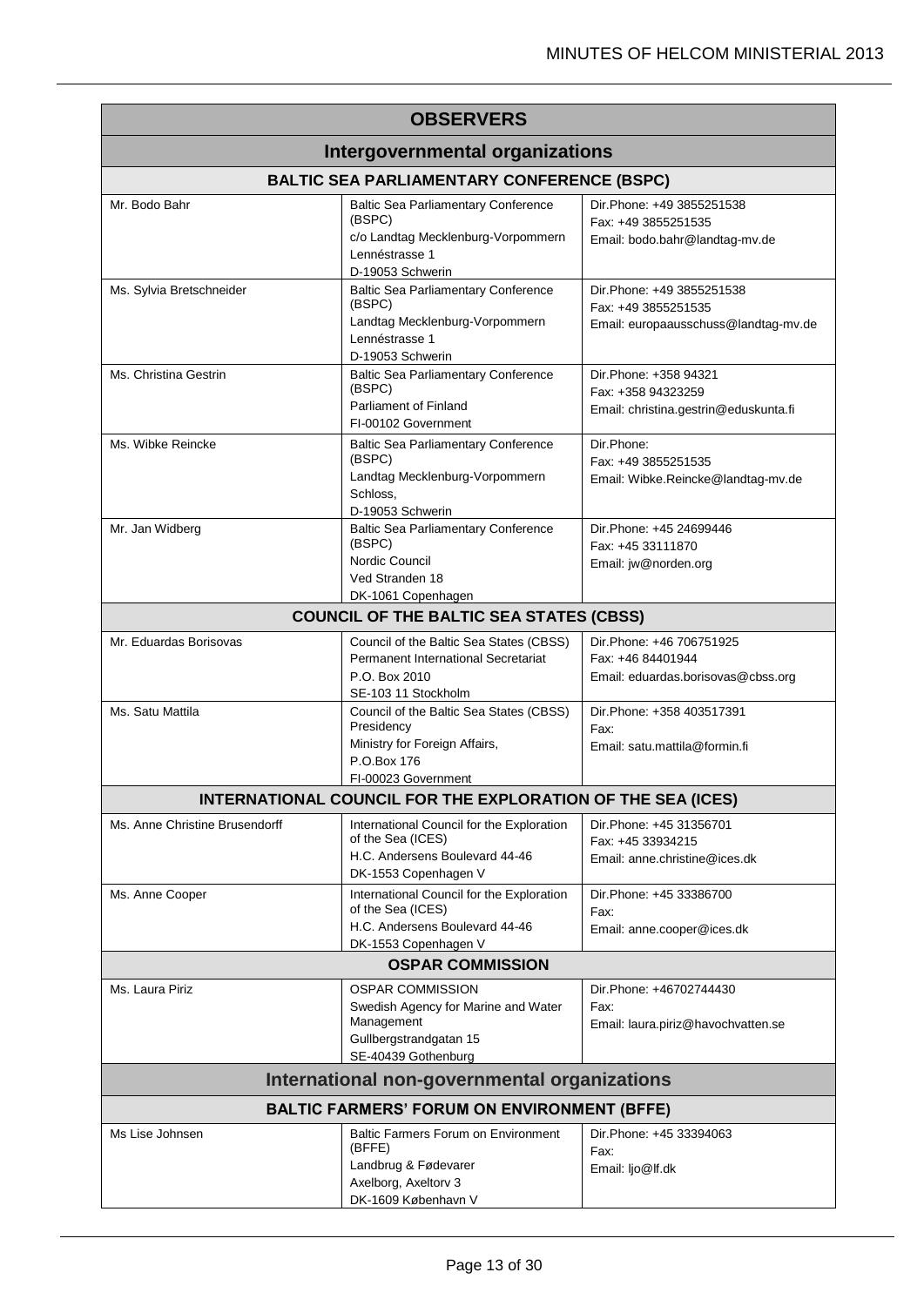| OBSERVERS | | |
|---|---|---|
| **Intergovernmental organizations** | | |
| **BALTIC SEA PARLIAMENTARY CONFERENCE (BSPC)** | | |
| Mr. Bodo Bahr | Baltic Sea Parliamentary Conference (BSPC)<br>c/o Landtag Mecklenburg-Vorpommern<br>Lennéstrasse 1<br>D-19053 Schwerin | Dir.Phone: +49 3855251538<br>Fax: +49 3855251535<br>Email: bodo.bahr@landtag-mv.de |
| Ms. Sylvia Bretschneider | Baltic Sea Parliamentary Conference (BSPC)<br>Landtag Mecklenburg-Vorpommern<br>Lennéstrasse 1<br>D-19053 Schwerin | Dir.Phone: +49 3855251538<br>Fax: +49 3855251535<br>Email: europaausschuss@landtag-mv.de |
| Ms. Christina Gestrin | Baltic Sea Parliamentary Conference (BSPC)<br>Parliament of Finland<br>FI-00102 Government | Dir.Phone: +358 94321<br>Fax: +358 94323259<br>Email: christina.gestrin@eduskunta.fi |
| Ms. Wibke Reincke | Baltic Sea Parliamentary Conference (BSPC)<br>Landtag Mecklenburg-Vorpommern<br>Schloss,<br>D-19053 Schwerin | Dir.Phone:<br>Fax: +49 3855251535<br>Email: Wibke.Reincke@landtag-mv.de |
| Mr. Jan Widberg | Baltic Sea Parliamentary Conference (BSPC)<br>Nordic Council<br>Ved Stranden 18<br>DK-1061 Copenhagen | Dir.Phone: +45 24699446<br>Fax: +45 33111870<br>Email: jw@norden.org |
| **COUNCIL OF THE BALTIC SEA STATES (CBSS)** | | |
| Mr. Eduardas Borisovas | Council of the Baltic Sea States (CBSS)<br>Permanent International Secretariat<br>P.O. Box 2010<br>SE-103 11 Stockholm | Dir.Phone: +46 706751925<br>Fax: +46 84401944<br>Email: eduardas.borisovas@cbss.org |
| Ms. Satu Mattila | Council of the Baltic Sea States (CBSS)<br>Presidency<br>Ministry for Foreign Affairs,<br>P.O.Box 176<br>FI-00023 Government | Dir.Phone: +358 403517391<br>Fax:<br>Email: satu.mattila@formin.fi |
| **INTERNATIONAL COUNCIL FOR THE EXPLORATION OF THE SEA (ICES)** | | |
| Ms. Anne Christine Brusendorff | International Council for the Exploration of the Sea (ICES)<br>H.C. Andersens Boulevard 44-46<br>DK-1553 Copenhagen V | Dir.Phone: +45 31356701<br>Fax: +45 33934215<br>Email: anne.christine@ices.dk |
| Ms. Anne Cooper | International Council for the Exploration of the Sea (ICES)<br>H.C. Andersens Boulevard 44-46<br>DK-1553 Copenhagen V | Dir.Phone: +45 33386700<br>Fax:<br>Email: anne.cooper@ices.dk |
| **OSPAR COMMISSION** | | |
| Ms. Laura Piriz | OSPAR COMMISSION<br>Swedish Agency for Marine and Water Management<br>Gullbergstrandgatan 15<br>SE-40439 Gothenburg | Dir.Phone: +46702744430<br>Fax:<br>Email: laura.piriz@havochvatten.se |
| **International non-governmental organizations** | | |
| **BALTIC FARMERS' FORUM ON ENVIRONMENT (BFFE)** | | |
| Ms Lise Johnsen | Baltic Farmers Forum on Environment (BFFE)<br>Landbrug & Fødevarer<br>Axelborg, Axeltorv 3<br>DK-1609 København V | Dir.Phone: +45 33394063<br>Fax:<br>Email: ljo@lf.dk |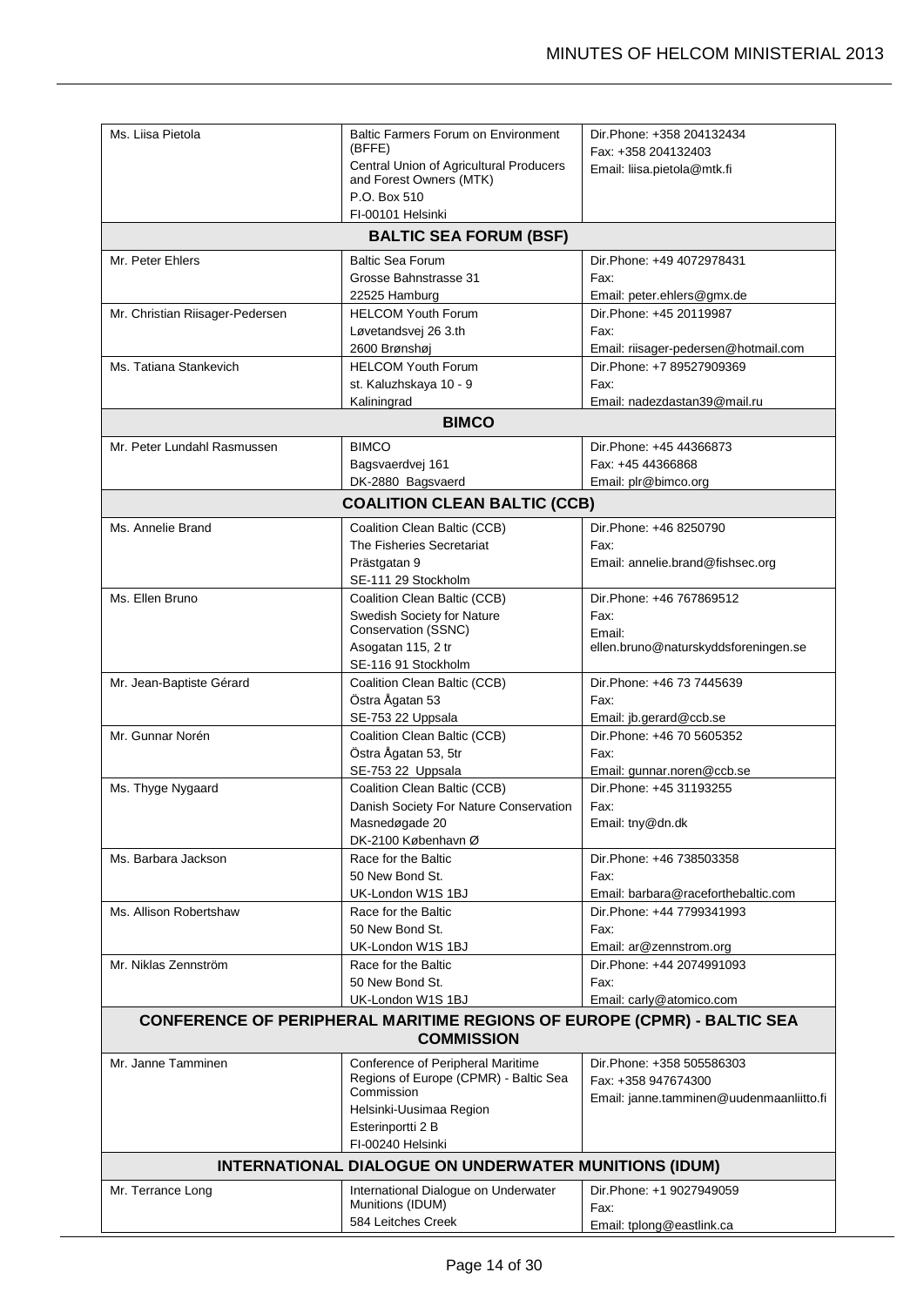| | | |
|---|---|---|
| Ms. Liisa Pietola | Baltic Farmers Forum on Environment (BFFE)<br>Central Union of Agricultural Producers and Forest Owners (MTK)<br>P.O. Box 510<br>FI-00101 Helsinki | Dir.Phone: +358 204132434<br>Fax: +358 204132403<br>Email: liisa.pietola@mtk.fi |
| **BALTIC SEA FORUM (BSF)** | | |
| Mr. Peter Ehlers | Baltic Sea Forum<br>Grosse Bahnstrasse 31<br>22525 Hamburg | Dir.Phone: +49 4072978431<br>Fax:<br>Email: peter.ehlers@gmx.de |
| Mr. Christian Riisager-Pedersen | HELCOM Youth Forum<br>Løvetandsvej 26 3.th<br>2600 Brønshøj | Dir.Phone: +45 20119987<br>Fax:<br>Email: riisager-pedersen@hotmail.com |
| Ms. Tatiana Stankevich | HELCOM Youth Forum<br>st. Kaluzhskaya 10 - 9<br>Kaliningrad | Dir.Phone: +7 89527909369<br>Fax:<br>Email: nadezdastan39@mail.ru |
| **BIMCO** | | |
| Mr. Peter Lundahl Rasmussen | BIMCO<br>Bagsvaerdvej 161<br>DK-2880 Bagsvaerd | Dir.Phone: +45 44366873<br>Fax: +45 44366868<br>Email: plr@bimco.org |
| **COALITION CLEAN BALTIC (CCB)** | | |
| Ms. Annelie Brand | Coalition Clean Baltic (CCB)<br>The Fisheries Secretariat<br>Prästgatan 9<br>SE-111 29 Stockholm | Dir.Phone: +46 8250790<br>Fax:<br>Email: annelie.brand@fishsec.org |
| Ms. Ellen Bruno | Coalition Clean Baltic (CCB)<br>Swedish Society for Nature Conservation (SSNC)<br>Asogatan 115, 2 tr<br>SE-116 91 Stockholm | Dir.Phone: +46 767869512<br>Fax:<br>Email: ellen.bruno@naturskyddsforeningen.se |
| Mr. Jean-Baptiste Gérard | Coalition Clean Baltic (CCB)<br>Östra Ågatan 53<br>SE-753 22 Uppsala | Dir.Phone: +46 73 7445639<br>Fax:<br>Email: jb.gerard@ccb.se |
| Mr. Gunnar Norén | Coalition Clean Baltic (CCB)<br>Östra Ågatan 53, 5tr<br>SE-753 22 Uppsala | Dir.Phone: +46 70 5605352<br>Fax:<br>Email: gunnar.noren@ccb.se |
| Ms. Thyge Nygaard | Coalition Clean Baltic (CCB)<br>Danish Society For Nature Conservation<br>Masnedøgade 20<br>DK-2100 København Ø | Dir.Phone: +45 31193255<br>Fax:<br>Email: tny@dn.dk |
| Ms. Barbara Jackson | Race for the Baltic<br>50 New Bond St.<br>UK-London W1S 1BJ | Dir.Phone: +46 738503358<br>Fax:<br>Email: barbara@raceforthebaltic.com |
| Ms. Allison Robertshaw | Race for the Baltic<br>50 New Bond St.<br>UK-London W1S 1BJ | Dir.Phone: +44 7799341993<br>Fax:<br>Email: ar@zennstrom.org |
| Mr. Niklas Zennström | Race for the Baltic<br>50 New Bond St.<br>UK-London W1S 1BJ | Dir.Phone: +44 2074991093<br>Fax:<br>Email: carly@atomico.com |
| **CONFERENCE OF PERIPHERAL MARITIME REGIONS OF EUROPE (CPMR) - BALTIC SEA COMMISSION** | | |
| Mr. Janne Tamminen | Conference of Peripheral Maritime Regions of Europe (CPMR) - Baltic Sea Commission<br>Helsinki-Uusimaa Region<br>Esterinportti 2 B<br>FI-00240 Helsinki | Dir.Phone: +358 505586303<br>Fax: +358 947674300<br>Email: janne.tamminen@uudenmaanliitto.fi |
| **INTERNATIONAL DIALOGUE ON UNDERWATER MUNITIONS (IDUM)** | | |
| Mr. Terrance Long | International Dialogue on Underwater Munitions (IDUM)<br>584 Leitches Creek | Dir.Phone: +1 9027949059<br>Fax:<br>Email: tplong@eastlink.ca |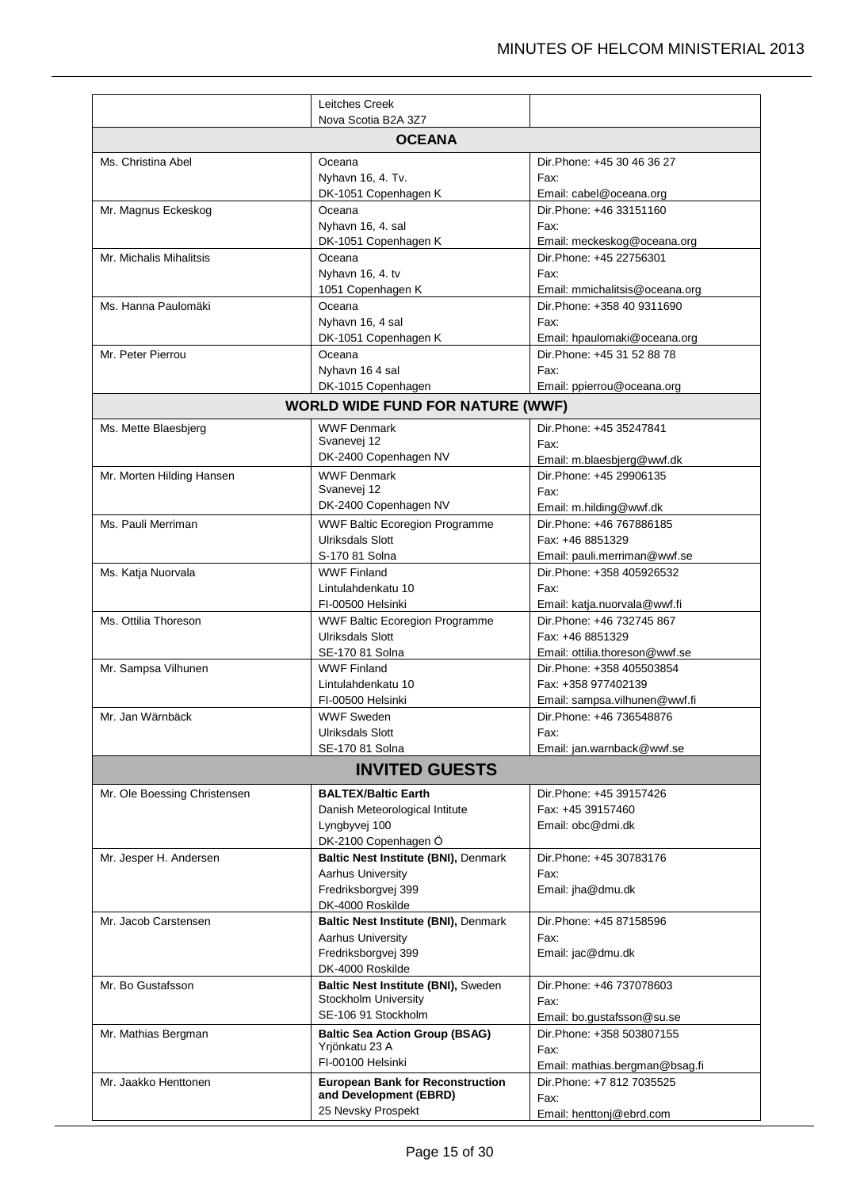| | | |
|---|---|---|
| | Leitches Creek<br>Nova Scotia B2A 3Z7 | |
| **OCEANA** | | |
| Ms. Christina Abel | Oceana<br>Nyhavn 16, 4. Tv.<br>DK-1051 Copenhagen K | Dir.Phone: +45 30 46 36 27<br>Fax:<br>Email: cabel@oceana.org |
| Mr. Magnus Eckeskog | Oceana<br>Nyhavn 16, 4. sal<br>DK-1051 Copenhagen K | Dir.Phone: +46 33151160<br>Fax:<br>Email: meckeskog@oceana.org |
| Mr. Michalis Mihalitsis | Oceana<br>Nyhavn 16, 4. tv<br>1051 Copenhagen K | Dir.Phone: +45 22756301<br>Fax:<br>Email: mmichalitsis@oceana.org |
| Ms. Hanna Paulomäki | Oceana<br>Nyhavn 16, 4 sal<br>DK-1051 Copenhagen K | Dir.Phone: +358 40 9311690<br>Fax:<br>Email: hpaulomaki@oceana.org |
| Mr. Peter Pierrou | Oceana<br>Nyhavn 16 4 sal<br>DK-1015 Copenhagen | Dir.Phone: +45 31 52 88 78<br>Fax:<br>Email: ppierrou@oceana.org |
| **WORLD WIDE FUND FOR NATURE (WWF)** | | |
| Ms. Mette Blaesbjerg | WWF Denmark<br>Svanevej 12<br>DK-2400 Copenhagen NV | Dir.Phone: +45 35247841<br>Fax:<br>Email: m.blaesbjerg@wwf.dk |
| Mr. Morten Hilding Hansen | WWF Denmark<br>Svanevej 12<br>DK-2400 Copenhagen NV | Dir.Phone: +45 29906135<br>Fax:<br>Email: m.hilding@wwf.dk |
| Ms. Pauli Merriman | WWF Baltic Ecoregion Programme<br>Ulriksdals Slott<br>S-170 81 Solna | Dir.Phone: +46 767886185<br>Fax: +46 8851329<br>Email: pauli.merriman@wwf.se |
| Ms. Katja Nuorvala | WWF Finland<br>Lintulahdenkatu 10<br>FI-00500 Helsinki | Dir.Phone: +358 405926532<br>Fax:<br>Email: katja.nuorvala@wwf.fi |
| Ms. Ottilia Thoreson | WWF Baltic Ecoregion Programme<br>Ulriksdals Slott<br>SE-170 81 Solna | Dir.Phone: +46 732745 867<br>Fax: +46 8851329<br>Email: ottilia.thoreson@wwf.se |
| Mr. Sampsa Vilhunen | WWF Finland<br>Lintulahdenkatu 10<br>FI-00500 Helsinki | Dir.Phone: +358 405503854<br>Fax: +358 977402139<br>Email: sampsa.vilhunen@wwf.fi |
| Mr. Jan Wärnbäck | WWF Sweden<br>Ulriksdals Slott<br>SE-170 81 Solna | Dir.Phone: +46 736548876<br>Fax:<br>Email: jan.warnback@wwf.se |
| **INVITED GUESTS** | | |
| Mr. Ole Boessing Christensen | **BALTEX/Baltic Earth**<br>Danish Meteorological Intitute<br>Lyngbyvej 100<br>DK-2100 Copenhagen Ö | Dir.Phone: +45 39157426<br>Fax: +45 39157460<br>Email: obc@dmi.dk |
| Mr. Jesper H. Andersen | **Baltic Nest Institute (BNI),** Denmark<br>Aarhus University<br>Fredriksborgvej 399<br>DK-4000 Roskilde | Dir.Phone: +45 30783176<br>Fax:<br>Email: jha@dmu.dk |
| Mr. Jacob Carstensen | **Baltic Nest Institute (BNI),** Denmark<br>Aarhus University<br>Fredriksborgvej 399<br>DK-4000 Roskilde | Dir.Phone: +45 87158596<br>Fax:<br>Email: jac@dmu.dk |
| Mr. Bo Gustafsson | **Baltic Nest Institute (BNI),** Sweden<br>Stockholm University<br>SE-106 91 Stockholm | Dir.Phone: +46 737078603<br>Fax:<br>Email: bo.gustafsson@su.se |
| Mr. Mathias Bergman | **Baltic Sea Action Group (BSAG)**<br>Yrjönkatu 23 A<br>FI-00100 Helsinki | Dir.Phone: +358 503807155<br>Fax:<br>Email: mathias.bergman@bsag.fi |
| Mr. Jaakko Henttonen | **European Bank for Reconstruction and Development (EBRD)**<br>25 Nevsky Prospekt | Dir.Phone: +7 812 7035525<br>Fax:<br>Email: henttonj@ebrd.com |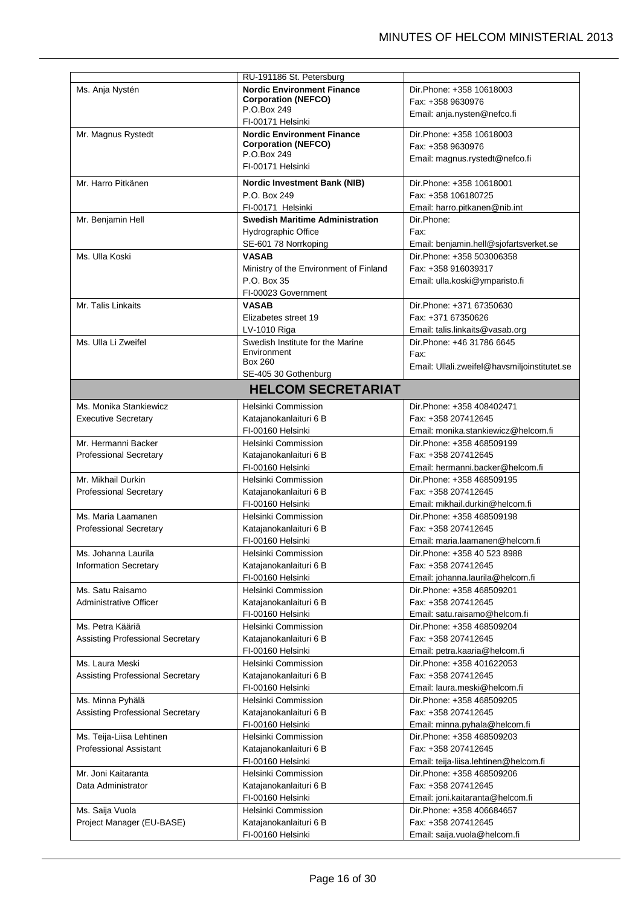| | | |
|---|---|---|
| | RU-191186 St. Petersburg | |
| Ms. Anja Nystén | **Nordic Environment Finance Corporation (NEFCO)**<br>P.O.Box 249<br>FI-00171 Helsinki | Dir.Phone: +358 10618003<br>Fax: +358 9630976<br>Email: anja.nysten@nefco.fi |
| Mr. Magnus Rystedt | **Nordic Environment Finance Corporation (NEFCO)**<br>P.O.Box 249<br>FI-00171 Helsinki | Dir.Phone: +358 10618003<br>Fax: +358 9630976<br>Email: magnus.rystedt@nefco.fi |
| Mr. Harro Pitkänen | **Nordic Investment Bank (NIB)**<br>P.O. Box 249<br>FI-00171 Helsinki | Dir.Phone: +358 10618001<br>Fax: +358 106180725<br>Email: harro.pitkanen@nib.int |
| Mr. Benjamin Hell | **Swedish Maritime Administration**<br>Hydrographic Office<br>SE-601 78 Norrkoping | Dir.Phone:<br>Fax:<br>Email: benjamin.hell@sjofartsverket.se |
| Ms. Ulla Koski | **VASAB**<br>Ministry of the Environment of Finland<br>P.O. Box 35<br>FI-00023 Government | Dir.Phone: +358 503006358<br>Fax: +358 916039317<br>Email: ulla.koski@ymparisto.fi |
| Mr. Talis Linkaits | **VASAB**<br>Elizabetes street 19<br>LV-1010 Riga | Dir.Phone: +371 67350630<br>Fax: +371 67350626<br>Email: talis.linkaits@vasab.org |
| Ms. Ulla Li Zweifel | Swedish Institute for the Marine Environment<br>Box 260<br>SE-405 30 Gothenburg | Dir.Phone: +46 31786 6645<br>Fax:<br>Email: Ullali.zweifel@havsmiljoinstitutet.se |
| **HELCOM SECRETARIAT** | | |
| Ms. Monika Stankiewicz<br>Executive Secretary | Helsinki Commission<br>Katajanokanlaituri 6 B<br>FI-00160 Helsinki | Dir.Phone: +358 408402471<br>Fax: +358 207412645<br>Email: monika.stankiewicz@helcom.fi |
| Mr. Hermanni Backer<br>Professional Secretary | Helsinki Commission<br>Katajanokanlaituri 6 B<br>FI-00160 Helsinki | Dir.Phone: +358 468509199<br>Fax: +358 207412645<br>Email: hermanni.backer@helcom.fi |
| Mr. Mikhail Durkin<br>Professional Secretary | Helsinki Commission<br>Katajanokanlaituri 6 B<br>FI-00160 Helsinki | Dir.Phone: +358 468509195<br>Fax: +358 207412645<br>Email: mikhail.durkin@helcom.fi |
| Ms. Maria Laamanen<br>Professional Secretary | Helsinki Commission<br>Katajanokanlaituri 6 B<br>FI-00160 Helsinki | Dir.Phone: +358 468509198<br>Fax: +358 207412645<br>Email: maria.laamanen@helcom.fi |
| Ms. Johanna Laurila<br>Information Secretary | Helsinki Commission<br>Katajanokanlaituri 6 B<br>FI-00160 Helsinki | Dir.Phone: +358 40 523 8988<br>Fax: +358 207412645<br>Email: johanna.laurila@helcom.fi |
| Ms. Satu Raisamo<br>Administrative Officer | Helsinki Commission<br>Katajanokanlaituri 6 B<br>FI-00160 Helsinki | Dir.Phone: +358 468509201<br>Fax: +358 207412645<br>Email: satu.raisamo@helcom.fi |
| Ms. Petra Kääriä<br>Assisting Professional Secretary | Helsinki Commission<br>Katajanokanlaituri 6 B<br>FI-00160 Helsinki | Dir.Phone: +358 468509204<br>Fax: +358 207412645<br>Email: petra.kaaria@helcom.fi |
| Ms. Laura Meski<br>Assisting Professional Secretary | Helsinki Commission<br>Katajanokanlaituri 6 B<br>FI-00160 Helsinki | Dir.Phone: +358 401622053<br>Fax: +358 207412645<br>Email: laura.meski@helcom.fi |
| Ms. Minna Pyhälä<br>Assisting Professional Secretary | Helsinki Commission<br>Katajanokanlaituri 6 B<br>FI-00160 Helsinki | Dir.Phone: +358 468509205<br>Fax: +358 207412645<br>Email: minna.pyhala@helcom.fi |
| Ms. Teija-Liisa Lehtinen<br>Professional Assistant | Helsinki Commission<br>Katajanokanlaituri 6 B<br>FI-00160 Helsinki | Dir.Phone: +358 468509203<br>Fax: +358 207412645<br>Email: teija-liisa.lehtinen@helcom.fi |
| Mr. Joni Kaitaranta<br>Data Administrator | Helsinki Commission<br>Katajanokanlaituri 6 B<br>FI-00160 Helsinki | Dir.Phone: +358 468509206<br>Fax: +358 207412645<br>Email: joni.kaitaranta@helcom.fi |
| Ms. Saija Vuola<br>Project Manager (EU-BASE) | Helsinki Commission<br>Katajanokanlaituri 6 B<br>FI-00160 Helsinki | Dir.Phone: +358 406684657<br>Fax: +358 207412645<br>Email: saija.vuola@helcom.fi |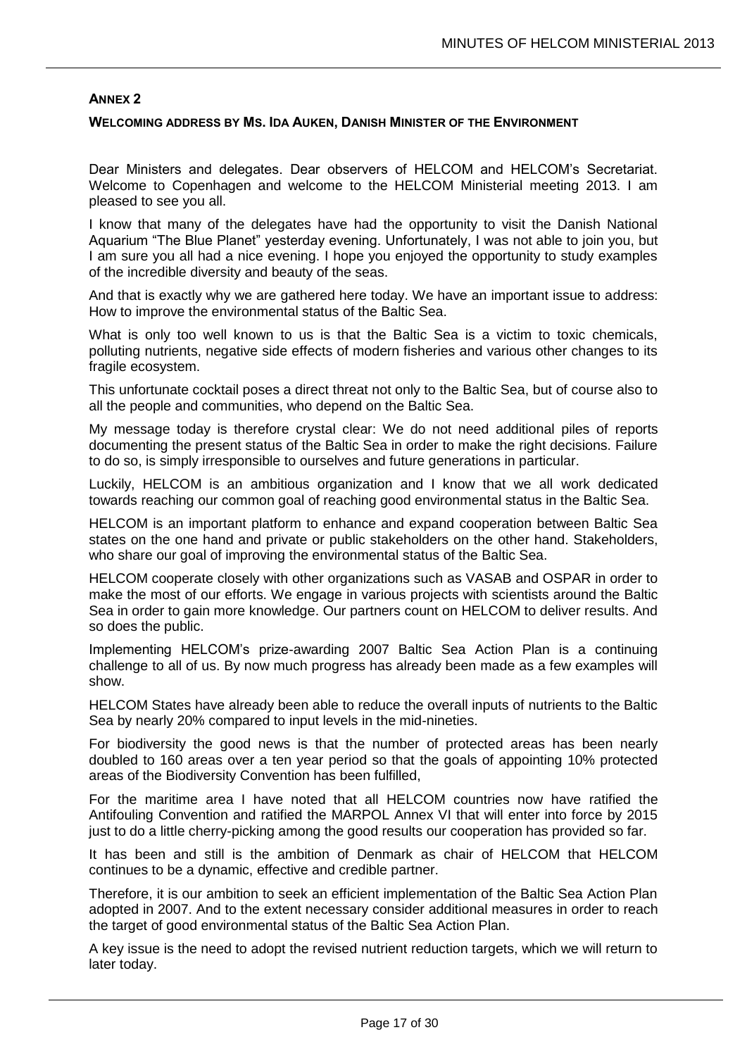## Annex 2

### Welcoming address by Ms. Ida Auken, Danish Minister of the Environment

Dear Ministers and delegates. Dear observers of HELCOM and HELCOM's Secretariat. Welcome to Copenhagen and welcome to the HELCOM Ministerial meeting 2013. I am pleased to see you all.

I know that many of the delegates have had the opportunity to visit the Danish National Aquarium "The Blue Planet" yesterday evening. Unfortunately, I was not able to join you, but I am sure you all had a nice evening. I hope you enjoyed the opportunity to study examples of the incredible diversity and beauty of the seas.

And that is exactly why we are gathered here today. We have an important issue to address: How to improve the environmental status of the Baltic Sea.

What is only too well known to us is that the Baltic Sea is a victim to toxic chemicals, polluting nutrients, negative side effects of modern fisheries and various other changes to its fragile ecosystem.

This unfortunate cocktail poses a direct threat not only to the Baltic Sea, but of course also to all the people and communities, who depend on the Baltic Sea.

My message today is therefore crystal clear: We do not need additional piles of reports documenting the present status of the Baltic Sea in order to make the right decisions. Failure to do so, is simply irresponsible to ourselves and future generations in particular.

Luckily, HELCOM is an ambitious organization and I know that we all work dedicated towards reaching our common goal of reaching good environmental status in the Baltic Sea.

HELCOM is an important platform to enhance and expand cooperation between Baltic Sea states on the one hand and private or public stakeholders on the other hand. Stakeholders, who share our goal of improving the environmental status of the Baltic Sea.

HELCOM cooperate closely with other organizations such as VASAB and OSPAR in order to make the most of our efforts. We engage in various projects with scientists around the Baltic Sea in order to gain more knowledge. Our partners count on HELCOM to deliver results. And so does the public.

Implementing HELCOM's prize-awarding 2007 Baltic Sea Action Plan is a continuing challenge to all of us. By now much progress has already been made as a few examples will show.

HELCOM States have already been able to reduce the overall inputs of nutrients to the Baltic Sea by nearly 20% compared to input levels in the mid-nineties.

For biodiversity the good news is that the number of protected areas has been nearly doubled to 160 areas over a ten year period so that the goals of appointing 10% protected areas of the Biodiversity Convention has been fulfilled,

For the maritime area I have noted that all HELCOM countries now have ratified the Antifouling Convention and ratified the MARPOL Annex VI that will enter into force by 2015 just to do a little cherry-picking among the good results our cooperation has provided so far.

It has been and still is the ambition of Denmark as chair of HELCOM that HELCOM continues to be a dynamic, effective and credible partner.

Therefore, it is our ambition to seek an efficient implementation of the Baltic Sea Action Plan adopted in 2007. And to the extent necessary consider additional measures in order to reach the target of good environmental status of the Baltic Sea Action Plan.

A key issue is the need to adopt the revised nutrient reduction targets, which we will return to later today.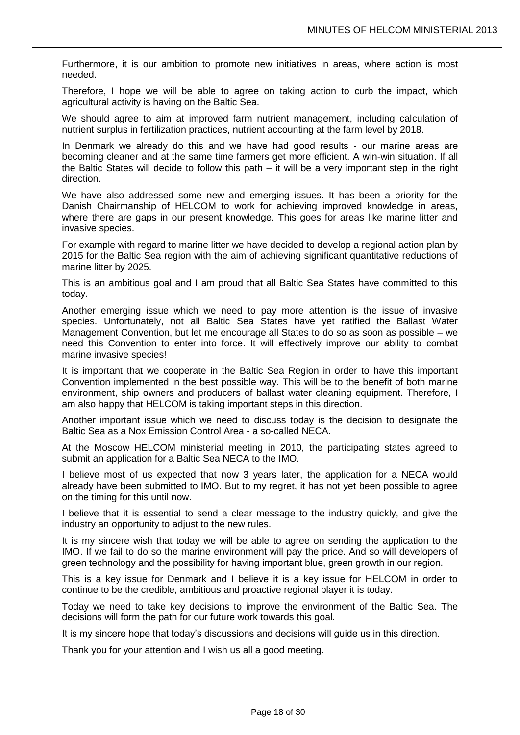Furthermore, it is our ambition to promote new initiatives in areas, where action is most needed.

Therefore, I hope we will be able to agree on taking action to curb the impact, which agricultural activity is having on the Baltic Sea.

We should agree to aim at improved farm nutrient management, including calculation of nutrient surplus in fertilization practices, nutrient accounting at the farm level by 2018.

In Denmark we already do this and we have had good results - our marine areas are becoming cleaner and at the same time farmers get more efficient. A win-win situation. If all the Baltic States will decide to follow this path – it will be a very important step in the right direction.

We have also addressed some new and emerging issues. It has been a priority for the Danish Chairmanship of HELCOM to work for achieving improved knowledge in areas, where there are gaps in our present knowledge. This goes for areas like marine litter and invasive species.

For example with regard to marine litter we have decided to develop a regional action plan by 2015 for the Baltic Sea region with the aim of achieving significant quantitative reductions of marine litter by 2025.

This is an ambitious goal and I am proud that all Baltic Sea States have committed to this today.

Another emerging issue which we need to pay more attention is the issue of invasive species. Unfortunately, not all Baltic Sea States have yet ratified the Ballast Water Management Convention, but let me encourage all States to do so as soon as possible – we need this Convention to enter into force. It will effectively improve our ability to combat marine invasive species!

It is important that we cooperate in the Baltic Sea Region in order to have this important Convention implemented in the best possible way. This will be to the benefit of both marine environment, ship owners and producers of ballast water cleaning equipment. Therefore, I am also happy that HELCOM is taking important steps in this direction.

Another important issue which we need to discuss today is the decision to designate the Baltic Sea as a Nox Emission Control Area - a so-called NECA.

At the Moscow HELCOM ministerial meeting in 2010, the participating states agreed to submit an application for a Baltic Sea NECA to the IMO.

I believe most of us expected that now 3 years later, the application for a NECA would already have been submitted to IMO. But to my regret, it has not yet been possible to agree on the timing for this until now.

I believe that it is essential to send a clear message to the industry quickly, and give the industry an opportunity to adjust to the new rules.

It is my sincere wish that today we will be able to agree on sending the application to the IMO. If we fail to do so the marine environment will pay the price. And so will developers of green technology and the possibility for having important blue, green growth in our region.

This is a key issue for Denmark and I believe it is a key issue for HELCOM in order to continue to be the credible, ambitious and proactive regional player it is today.

Today we need to take key decisions to improve the environment of the Baltic Sea. The decisions will form the path for our future work towards this goal.

It is my sincere hope that today's discussions and decisions will guide us in this direction.

Thank you for your attention and I wish us all a good meeting.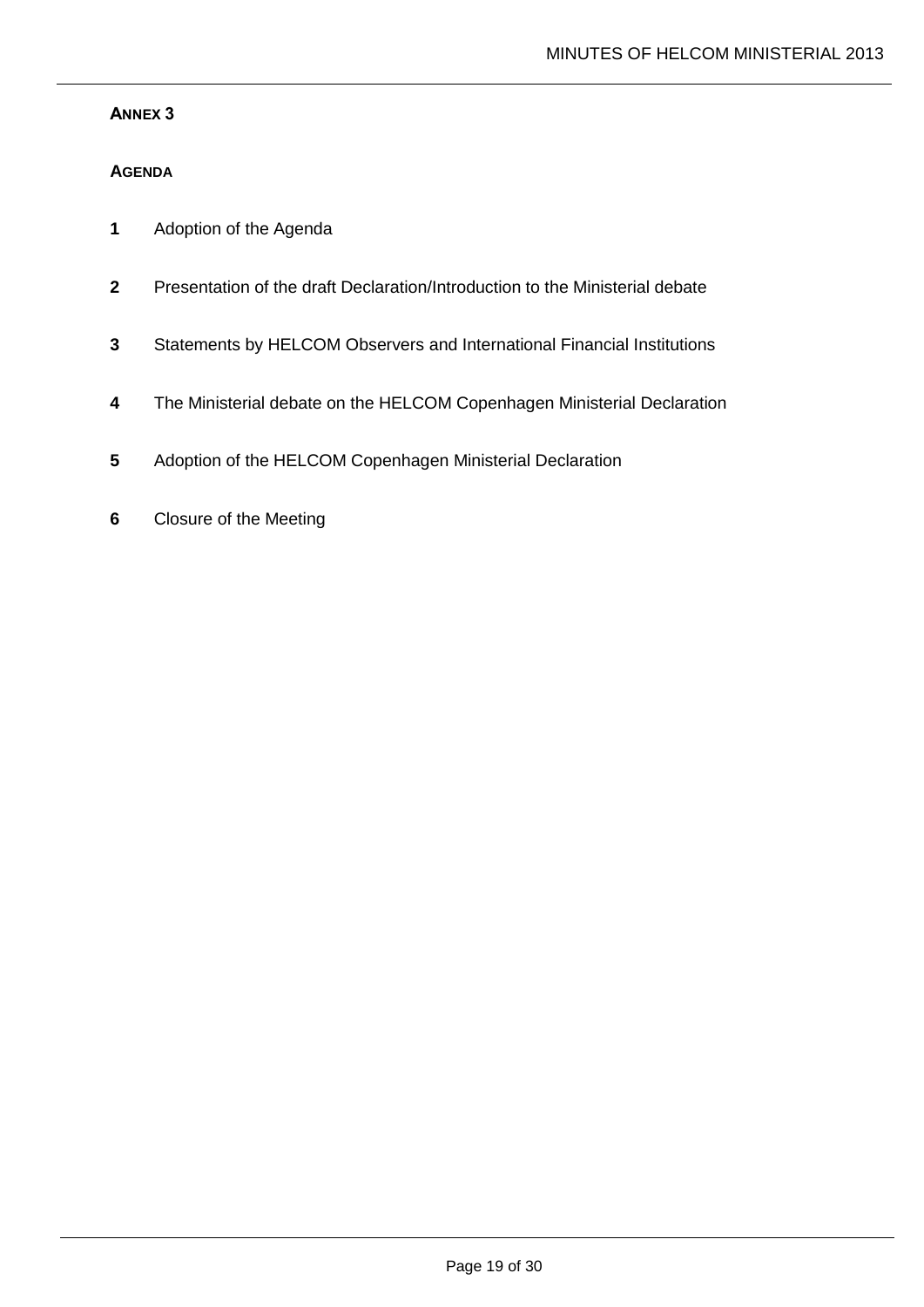## ANNEX 3

### AGENDA

**1** Adoption of the Agenda

**2** Presentation of the draft Declaration/Introduction to the Ministerial debate

**3** Statements by HELCOM Observers and International Financial Institutions

**4** The Ministerial debate on the HELCOM Copenhagen Ministerial Declaration

**5** Adoption of the HELCOM Copenhagen Ministerial Declaration

**6** Closure of the Meeting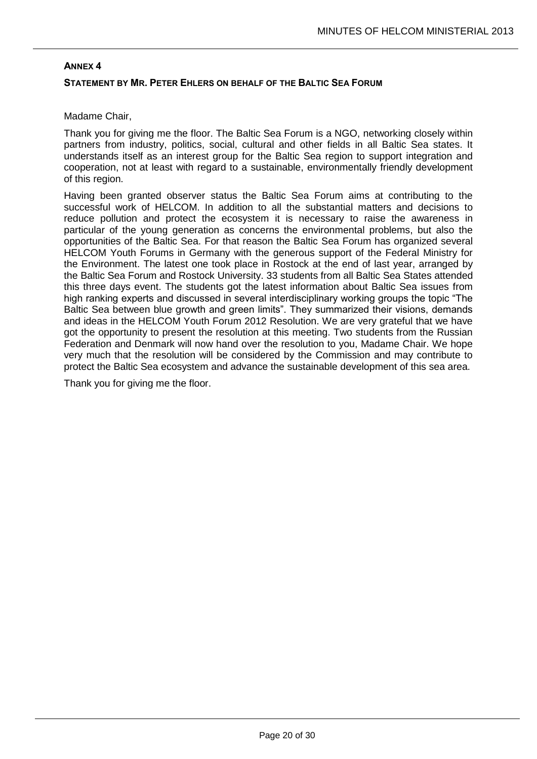## ANNEX 4

### STATEMENT BY MR. PETER EHLERS ON BEHALF OF THE BALTIC SEA FORUM

Madame Chair,

Thank you for giving me the floor. The Baltic Sea Forum is a NGO, networking closely within partners from industry, politics, social, cultural and other fields in all Baltic Sea states. It understands itself as an interest group for the Baltic Sea region to support integration and cooperation, not at least with regard to a sustainable, environmentally friendly development of this region.

Having been granted observer status the Baltic Sea Forum aims at contributing to the successful work of HELCOM. In addition to all the substantial matters and decisions to reduce pollution and protect the ecosystem it is necessary to raise the awareness in particular of the young generation as concerns the environmental problems, but also the opportunities of the Baltic Sea. For that reason the Baltic Sea Forum has organized several HELCOM Youth Forums in Germany with the generous support of the Federal Ministry for the Environment. The latest one took place in Rostock at the end of last year, arranged by the Baltic Sea Forum and Rostock University. 33 students from all Baltic Sea States attended this three days event. The students got the latest information about Baltic Sea issues from high ranking experts and discussed in several interdisciplinary working groups the topic "The Baltic Sea between blue growth and green limits". They summarized their visions, demands and ideas in the HELCOM Youth Forum 2012 Resolution. We are very grateful that we have got the opportunity to present the resolution at this meeting. Two students from the Russian Federation and Denmark will now hand over the resolution to you, Madame Chair. We hope very much that the resolution will be considered by the Commission and may contribute to protect the Baltic Sea ecosystem and advance the sustainable development of this sea area.

Thank you for giving me the floor.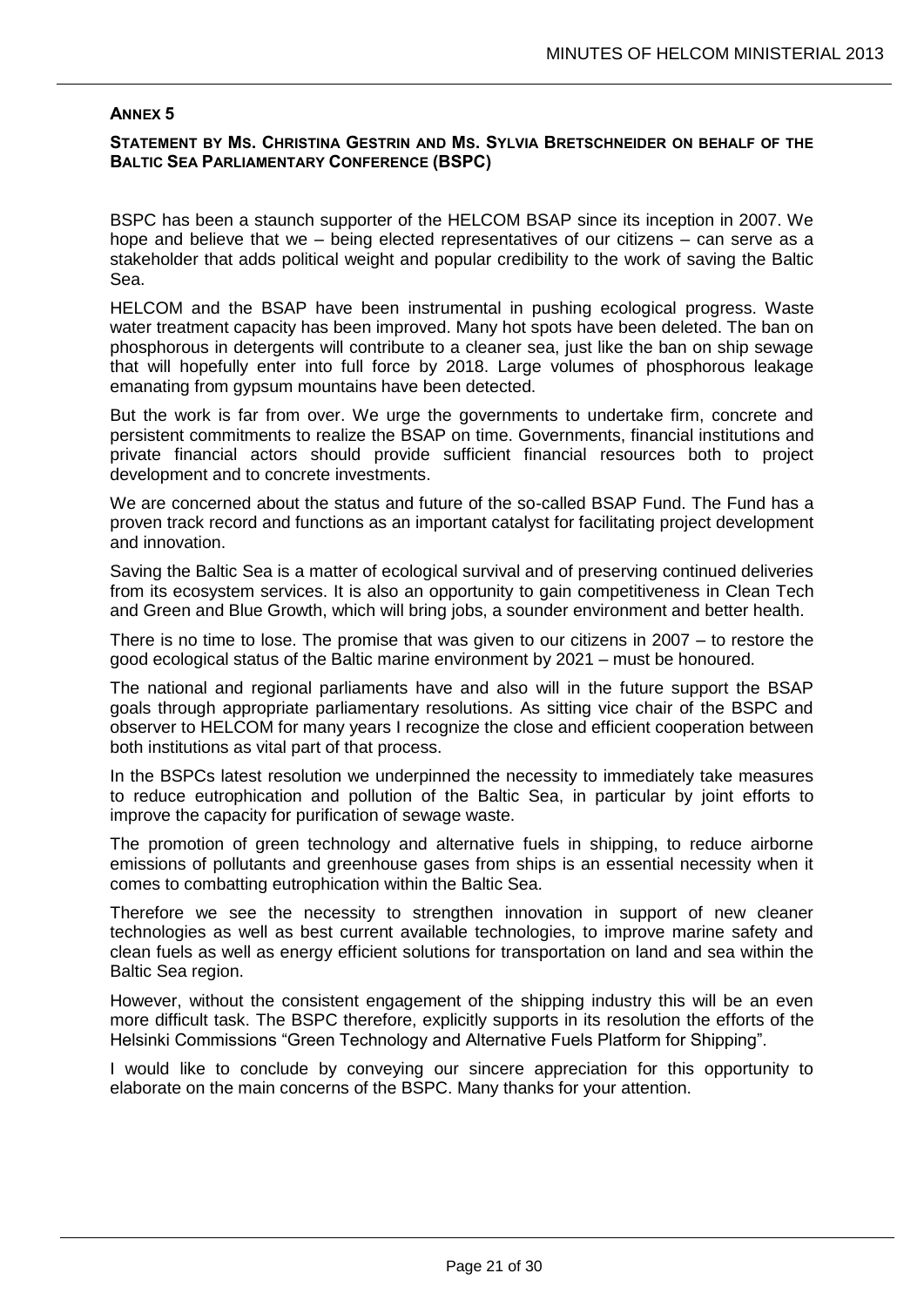## Annex 5

### Statement by Ms. Christina Gestrin and Ms. Sylvia Bretschneider on behalf of the Baltic Sea Parliamentary Conference (BSPC)

BSPC has been a staunch supporter of the HELCOM BSAP since its inception in 2007. We hope and believe that we – being elected representatives of our citizens – can serve as a stakeholder that adds political weight and popular credibility to the work of saving the Baltic Sea.

HELCOM and the BSAP have been instrumental in pushing ecological progress. Waste water treatment capacity has been improved. Many hot spots have been deleted. The ban on phosphorous in detergents will contribute to a cleaner sea, just like the ban on ship sewage that will hopefully enter into full force by 2018. Large volumes of phosphorous leakage emanating from gypsum mountains have been detected.

But the work is far from over. We urge the governments to undertake firm, concrete and persistent commitments to realize the BSAP on time. Governments, financial institutions and private financial actors should provide sufficient financial resources both to project development and to concrete investments.

We are concerned about the status and future of the so-called BSAP Fund. The Fund has a proven track record and functions as an important catalyst for facilitating project development and innovation.

Saving the Baltic Sea is a matter of ecological survival and of preserving continued deliveries from its ecosystem services. It is also an opportunity to gain competitiveness in Clean Tech and Green and Blue Growth, which will bring jobs, a sounder environment and better health.

There is no time to lose. The promise that was given to our citizens in 2007 – to restore the good ecological status of the Baltic marine environment by 2021 – must be honoured.

The national and regional parliaments have and also will in the future support the BSAP goals through appropriate parliamentary resolutions. As sitting vice chair of the BSPC and observer to HELCOM for many years I recognize the close and efficient cooperation between both institutions as vital part of that process.

In the BSPCs latest resolution we underpinned the necessity to immediately take measures to reduce eutrophication and pollution of the Baltic Sea, in particular by joint efforts to improve the capacity for purification of sewage waste.

The promotion of green technology and alternative fuels in shipping, to reduce airborne emissions of pollutants and greenhouse gases from ships is an essential necessity when it comes to combatting eutrophication within the Baltic Sea.

Therefore we see the necessity to strengthen innovation in support of new cleaner technologies as well as best current available technologies, to improve marine safety and clean fuels as well as energy efficient solutions for transportation on land and sea within the Baltic Sea region.

However, without the consistent engagement of the shipping industry this will be an even more difficult task. The BSPC therefore, explicitly supports in its resolution the efforts of the Helsinki Commissions "Green Technology and Alternative Fuels Platform for Shipping".

I would like to conclude by conveying our sincere appreciation for this opportunity to elaborate on the main concerns of the BSPC. Many thanks for your attention.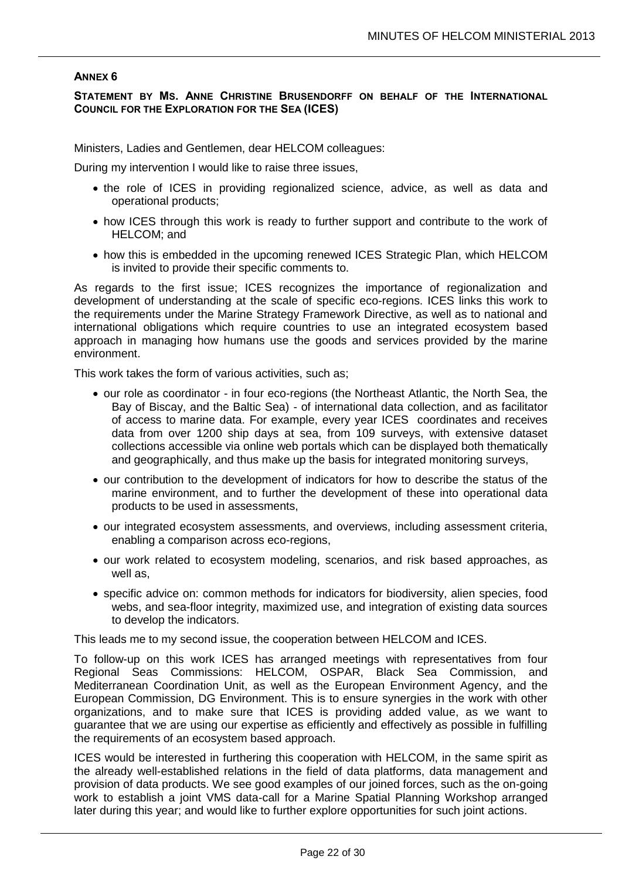## ANNEX 6

### STATEMENT BY MS. ANNE CHRISTINE BRUSENDORFF ON BEHALF OF THE INTERNATIONAL COUNCIL FOR THE EXPLORATION FOR THE SEA (ICES)

Ministers, Ladies and Gentlemen, dear HELCOM colleagues:

During my intervention I would like to raise three issues,

- the role of ICES in providing regionalized science, advice, as well as data and operational products;
- how ICES through this work is ready to further support and contribute to the work of HELCOM; and
- how this is embedded in the upcoming renewed ICES Strategic Plan, which HELCOM is invited to provide their specific comments to.

As regards to the first issue; ICES recognizes the importance of regionalization and development of understanding at the scale of specific eco-regions. ICES links this work to the requirements under the Marine Strategy Framework Directive, as well as to national and international obligations which require countries to use an integrated ecosystem based approach in managing how humans use the goods and services provided by the marine environment.

This work takes the form of various activities, such as;

- our role as coordinator - in four eco-regions (the Northeast Atlantic, the North Sea, the Bay of Biscay, and the Baltic Sea) - of international data collection, and as facilitator of access to marine data. For example, every year ICES coordinates and receives data from over 1200 ship days at sea, from 109 surveys, with extensive dataset collections accessible via online web portals which can be displayed both thematically and geographically, and thus make up the basis for integrated monitoring surveys,
- our contribution to the development of indicators for how to describe the status of the marine environment, and to further the development of these into operational data products to be used in assessments,
- our integrated ecosystem assessments, and overviews, including assessment criteria, enabling a comparison across eco-regions,
- our work related to ecosystem modeling, scenarios, and risk based approaches, as well as,
- specific advice on: common methods for indicators for biodiversity, alien species, food webs, and sea-floor integrity, maximized use, and integration of existing data sources to develop the indicators.

This leads me to my second issue, the cooperation between HELCOM and ICES.

To follow-up on this work ICES has arranged meetings with representatives from four Regional Seas Commissions: HELCOM, OSPAR, Black Sea Commission, and Mediterranean Coordination Unit, as well as the European Environment Agency, and the European Commission, DG Environment. This is to ensure synergies in the work with other organizations, and to make sure that ICES is providing added value, as we want to guarantee that we are using our expertise as efficiently and effectively as possible in fulfilling the requirements of an ecosystem based approach.

ICES would be interested in furthering this cooperation with HELCOM, in the same spirit as the already well-established relations in the field of data platforms, data management and provision of data products. We see good examples of our joined forces, such as the on-going work to establish a joint VMS data-call for a Marine Spatial Planning Workshop arranged later during this year; and would like to further explore opportunities for such joint actions.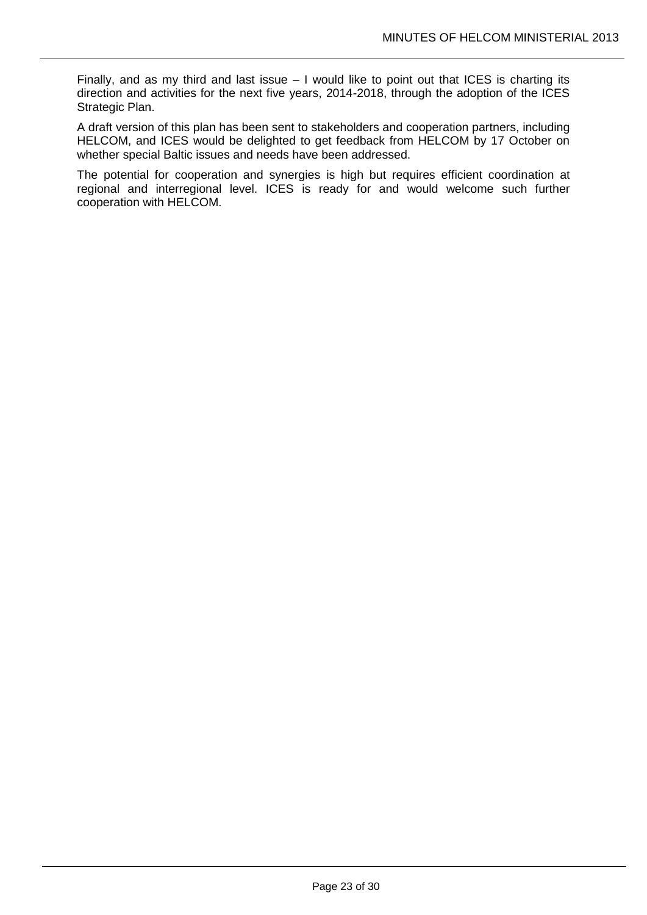Finally, and as my third and last issue – I would like to point out that ICES is charting its direction and activities for the next five years, 2014-2018, through the adoption of the ICES Strategic Plan.

A draft version of this plan has been sent to stakeholders and cooperation partners, including HELCOM, and ICES would be delighted to get feedback from HELCOM by 17 October on whether special Baltic issues and needs have been addressed.

The potential for cooperation and synergies is high but requires efficient coordination at regional and interregional level. ICES is ready for and would welcome such further cooperation with HELCOM.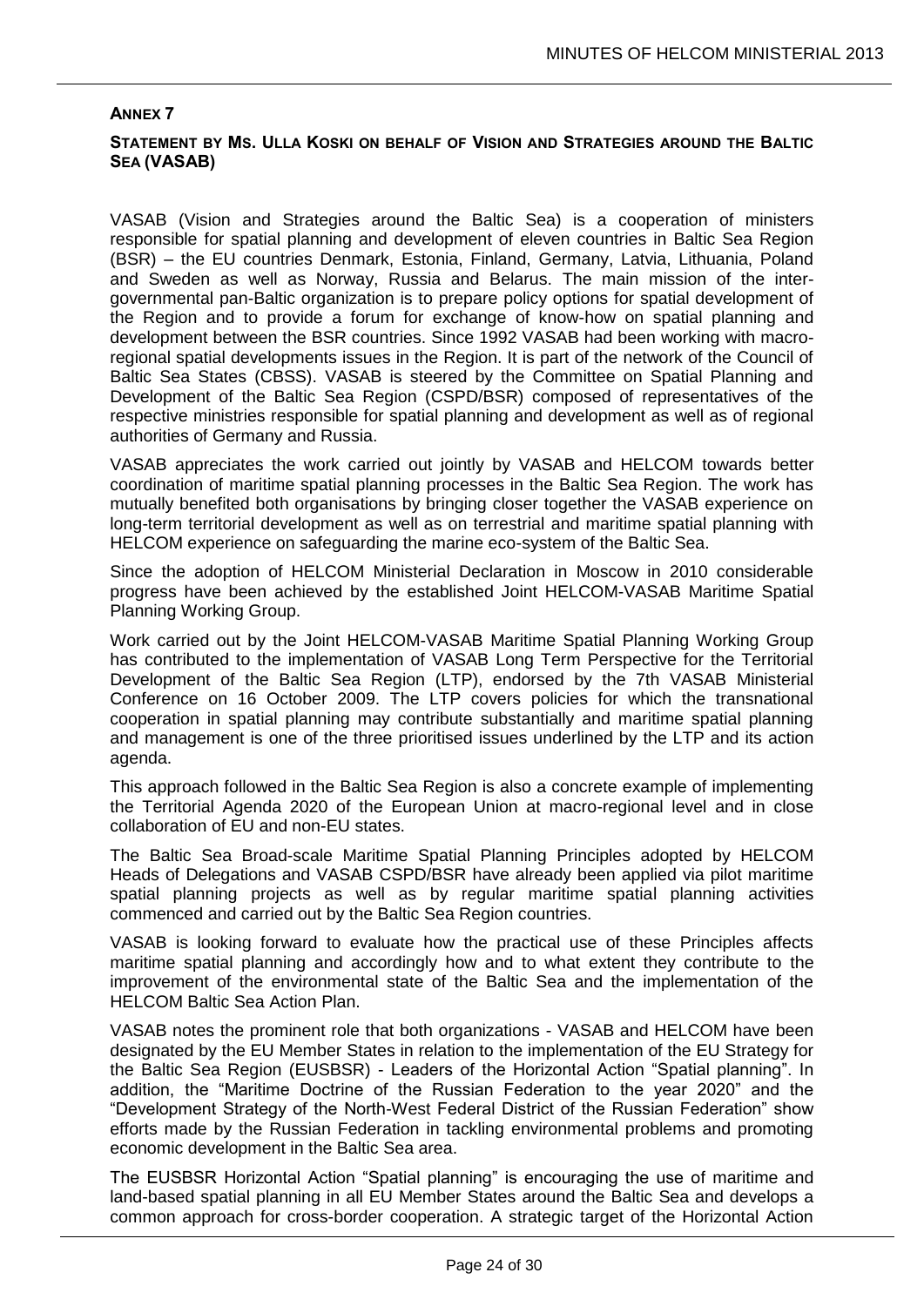## ANNEX 7

### STATEMENT BY MS. ULLA KOSKI ON BEHALF OF VISION AND STRATEGIES AROUND THE BALTIC SEA (VASAB)

VASAB (Vision and Strategies around the Baltic Sea) is a cooperation of ministers responsible for spatial planning and development of eleven countries in Baltic Sea Region (BSR) – the EU countries Denmark, Estonia, Finland, Germany, Latvia, Lithuania, Poland and Sweden as well as Norway, Russia and Belarus. The main mission of the inter-governmental pan-Baltic organization is to prepare policy options for spatial development of the Region and to provide a forum for exchange of know-how on spatial planning and development between the BSR countries. Since 1992 VASAB had been working with macro-regional spatial developments issues in the Region. It is part of the network of the Council of Baltic Sea States (CBSS). VASAB is steered by the Committee on Spatial Planning and Development of the Baltic Sea Region (CSPD/BSR) composed of representatives of the respective ministries responsible for spatial planning and development as well as of regional authorities of Germany and Russia.

VASAB appreciates the work carried out jointly by VASAB and HELCOM towards better coordination of maritime spatial planning processes in the Baltic Sea Region. The work has mutually benefited both organisations by bringing closer together the VASAB experience on long-term territorial development as well as on terrestrial and maritime spatial planning with HELCOM experience on safeguarding the marine eco-system of the Baltic Sea.

Since the adoption of HELCOM Ministerial Declaration in Moscow in 2010 considerable progress have been achieved by the established Joint HELCOM-VASAB Maritime Spatial Planning Working Group.

Work carried out by the Joint HELCOM-VASAB Maritime Spatial Planning Working Group has contributed to the implementation of VASAB Long Term Perspective for the Territorial Development of the Baltic Sea Region (LTP), endorsed by the 7th VASAB Ministerial Conference on 16 October 2009. The LTP covers policies for which the transnational cooperation in spatial planning may contribute substantially and maritime spatial planning and management is one of the three prioritised issues underlined by the LTP and its action agenda.

This approach followed in the Baltic Sea Region is also a concrete example of implementing the Territorial Agenda 2020 of the European Union at macro-regional level and in close collaboration of EU and non-EU states.

The Baltic Sea Broad-scale Maritime Spatial Planning Principles adopted by HELCOM Heads of Delegations and VASAB CSPD/BSR have already been applied via pilot maritime spatial planning projects as well as by regular maritime spatial planning activities commenced and carried out by the Baltic Sea Region countries.

VASAB is looking forward to evaluate how the practical use of these Principles affects maritime spatial planning and accordingly how and to what extent they contribute to the improvement of the environmental state of the Baltic Sea and the implementation of the HELCOM Baltic Sea Action Plan.

VASAB notes the prominent role that both organizations - VASAB and HELCOM have been designated by the EU Member States in relation to the implementation of the EU Strategy for the Baltic Sea Region (EUSBSR) - Leaders of the Horizontal Action "Spatial planning". In addition, the "Maritime Doctrine of the Russian Federation to the year 2020" and the "Development Strategy of the North-West Federal District of the Russian Federation" show efforts made by the Russian Federation in tackling environmental problems and promoting economic development in the Baltic Sea area.

The EUSBSR Horizontal Action "Spatial planning" is encouraging the use of maritime and land-based spatial planning in all EU Member States around the Baltic Sea and develops a common approach for cross-border cooperation. A strategic target of the Horizontal Action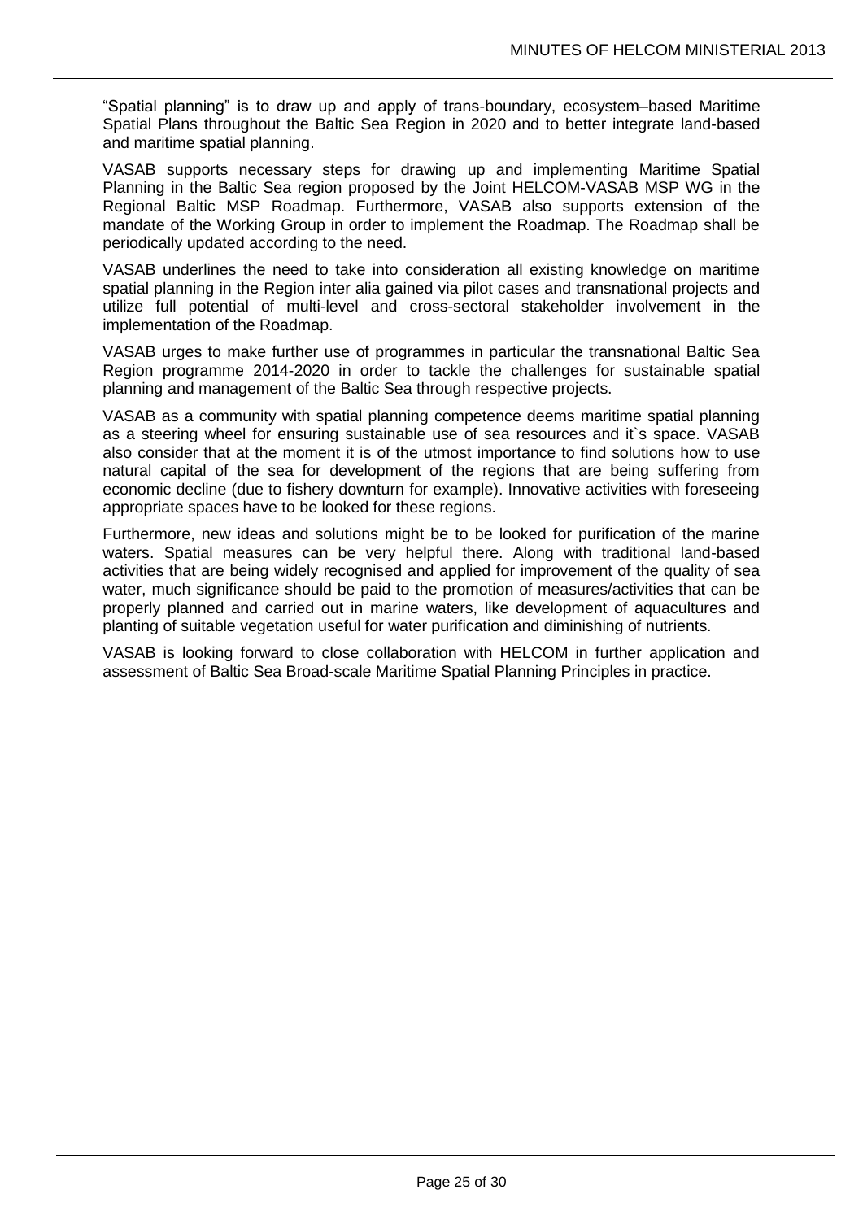“Spatial planning” is to draw up and apply of trans-boundary, ecosystem–based Maritime Spatial Plans throughout the Baltic Sea Region in 2020 and to better integrate land-based and maritime spatial planning.

VASAB supports necessary steps for drawing up and implementing Maritime Spatial Planning in the Baltic Sea region proposed by the Joint HELCOM-VASAB MSP WG in the Regional Baltic MSP Roadmap. Furthermore, VASAB also supports extension of the mandate of the Working Group in order to implement the Roadmap. The Roadmap shall be periodically updated according to the need.

VASAB underlines the need to take into consideration all existing knowledge on maritime spatial planning in the Region inter alia gained via pilot cases and transnational projects and utilize full potential of multi-level and cross-sectoral stakeholder involvement in the implementation of the Roadmap.

VASAB urges to make further use of programmes in particular the transnational Baltic Sea Region programme 2014-2020 in order to tackle the challenges for sustainable spatial planning and management of the Baltic Sea through respective projects.

VASAB as a community with spatial planning competence deems maritime spatial planning as a steering wheel for ensuring sustainable use of sea resources and it`s space. VASAB also consider that at the moment it is of the utmost importance to find solutions how to use natural capital of the sea for development of the regions that are being suffering from economic decline (due to fishery downturn for example). Innovative activities with foreseeing appropriate spaces have to be looked for these regions.

Furthermore, new ideas and solutions might be to be looked for purification of the marine waters. Spatial measures can be very helpful there. Along with traditional land-based activities that are being widely recognised and applied for improvement of the quality of sea water, much significance should be paid to the promotion of measures/activities that can be properly planned and carried out in marine waters, like development of aquacultures and planting of suitable vegetation useful for water purification and diminishing of nutrients.

VASAB is looking forward to close collaboration with HELCOM in further application and assessment of Baltic Sea Broad-scale Maritime Spatial Planning Principles in practice.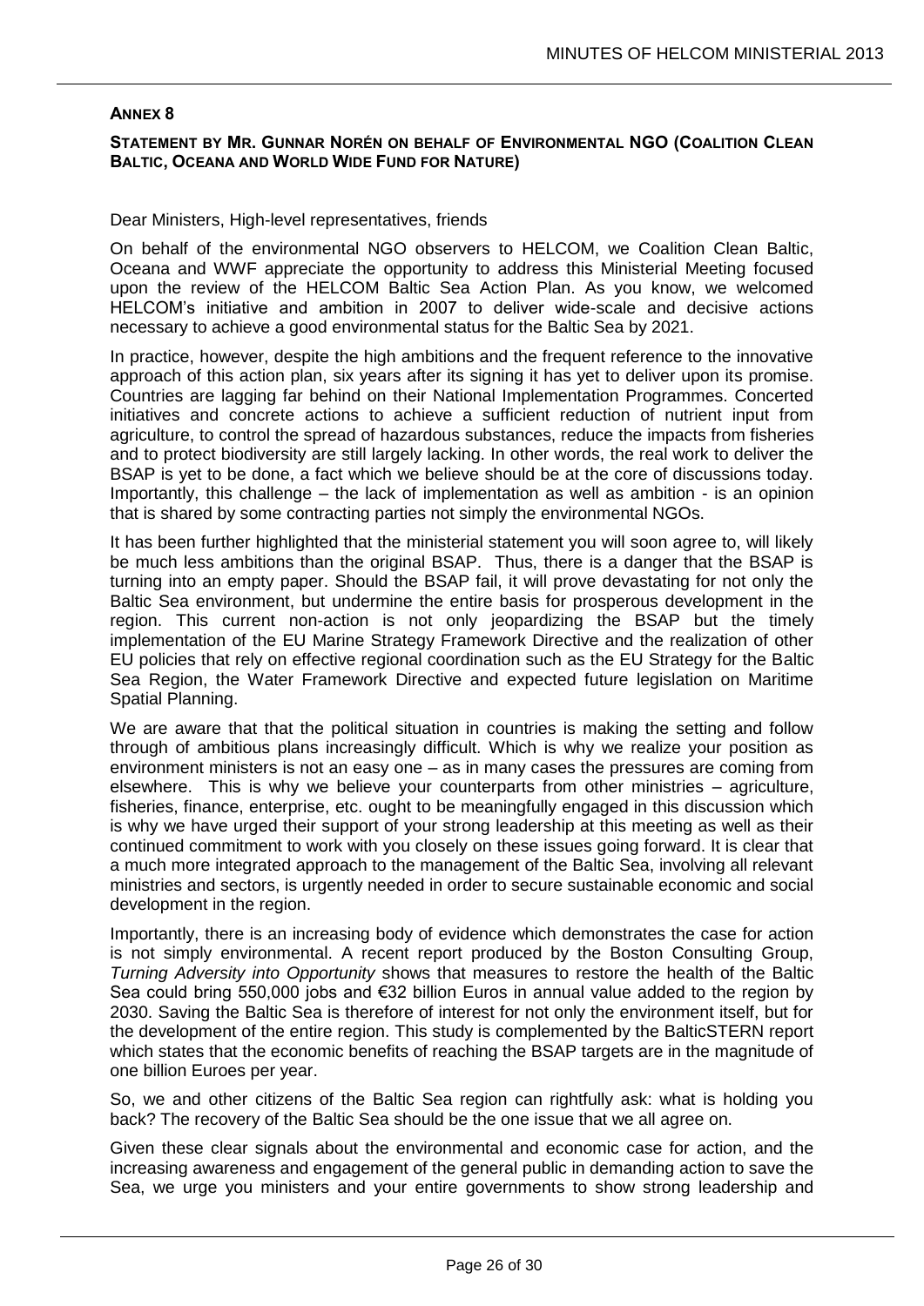## ANNEX 8

### STATEMENT BY MR. GUNNAR NORÉN ON BEHALF OF ENVIRONMENTAL NGO (COALITION CLEAN BALTIC, OCEANA AND WORLD WIDE FUND FOR NATURE)

Dear Ministers, High-level representatives, friends

On behalf of the environmental NGO observers to HELCOM, we Coalition Clean Baltic, Oceana and WWF appreciate the opportunity to address this Ministerial Meeting focused upon the review of the HELCOM Baltic Sea Action Plan. As you know, we welcomed HELCOM's initiative and ambition in 2007 to deliver wide-scale and decisive actions necessary to achieve a good environmental status for the Baltic Sea by 2021.

In practice, however, despite the high ambitions and the frequent reference to the innovative approach of this action plan, six years after its signing it has yet to deliver upon its promise. Countries are lagging far behind on their National Implementation Programmes. Concerted initiatives and concrete actions to achieve a sufficient reduction of nutrient input from agriculture, to control the spread of hazardous substances, reduce the impacts from fisheries and to protect biodiversity are still largely lacking. In other words, the real work to deliver the BSAP is yet to be done, a fact which we believe should be at the core of discussions today. Importantly, this challenge – the lack of implementation as well as ambition - is an opinion that is shared by some contracting parties not simply the environmental NGOs.

It has been further highlighted that the ministerial statement you will soon agree to, will likely be much less ambitions than the original BSAP. Thus, there is a danger that the BSAP is turning into an empty paper. Should the BSAP fail, it will prove devastating for not only the Baltic Sea environment, but undermine the entire basis for prosperous development in the region. This current non-action is not only jeopardizing the BSAP but the timely implementation of the EU Marine Strategy Framework Directive and the realization of other EU policies that rely on effective regional coordination such as the EU Strategy for the Baltic Sea Region, the Water Framework Directive and expected future legislation on Maritime Spatial Planning.

We are aware that that the political situation in countries is making the setting and follow through of ambitious plans increasingly difficult. Which is why we realize your position as environment ministers is not an easy one – as in many cases the pressures are coming from elsewhere. This is why we believe your counterparts from other ministries – agriculture, fisheries, finance, enterprise, etc. ought to be meaningfully engaged in this discussion which is why we have urged their support of your strong leadership at this meeting as well as their continued commitment to work with you closely on these issues going forward. It is clear that a much more integrated approach to the management of the Baltic Sea, involving all relevant ministries and sectors, is urgently needed in order to secure sustainable economic and social development in the region.

Importantly, there is an increasing body of evidence which demonstrates the case for action is not simply environmental. A recent report produced by the Boston Consulting Group, *Turning Adversity into Opportunity* shows that measures to restore the health of the Baltic Sea could bring 550,000 jobs and €32 billion Euros in annual value added to the region by 2030. Saving the Baltic Sea is therefore of interest for not only the environment itself, but for the development of the entire region. This study is complemented by the BalticSTERN report which states that the economic benefits of reaching the BSAP targets are in the magnitude of one billion Euroes per year.

So, we and other citizens of the Baltic Sea region can rightfully ask: what is holding you back? The recovery of the Baltic Sea should be the one issue that we all agree on.

Given these clear signals about the environmental and economic case for action, and the increasing awareness and engagement of the general public in demanding action to save the Sea, we urge you ministers and your entire governments to show strong leadership and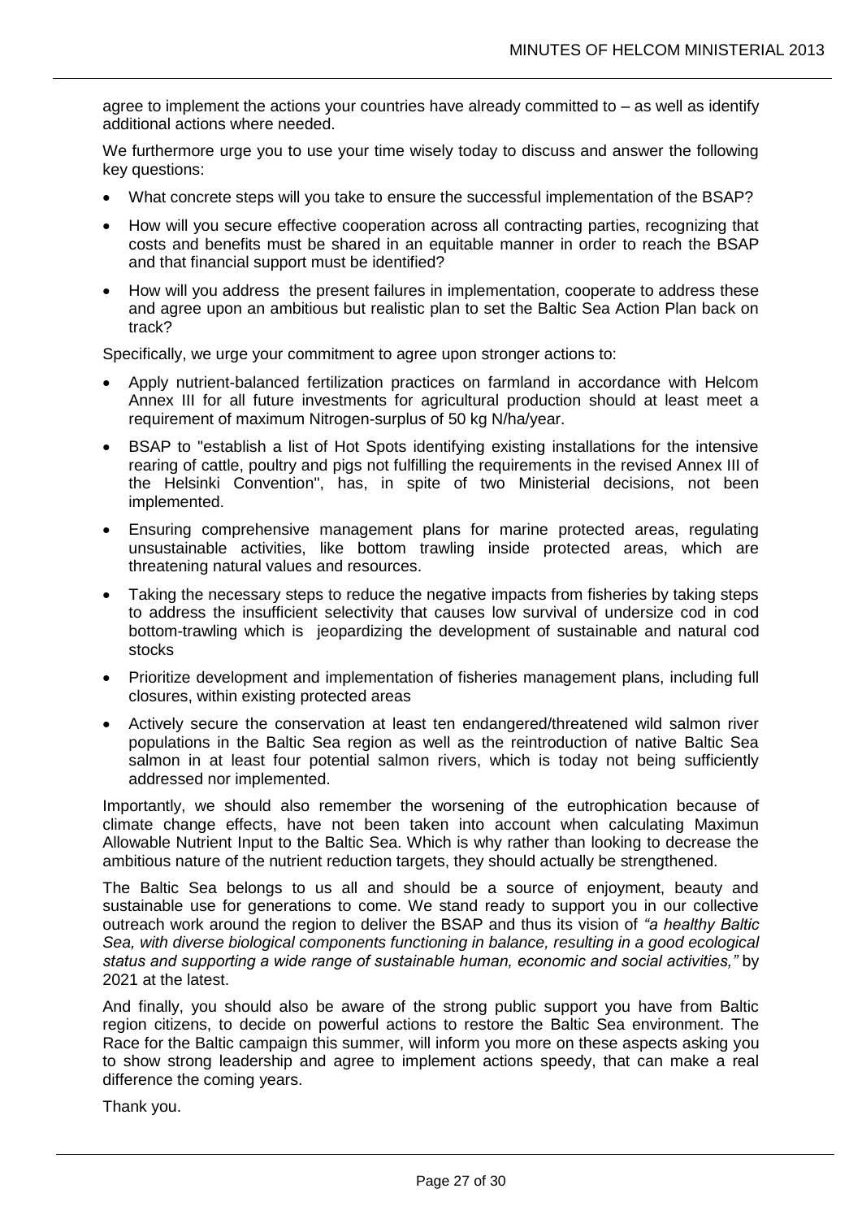agree to implement the actions your countries have already committed to – as well as identify additional actions where needed.

We furthermore urge you to use your time wisely today to discuss and answer the following key questions:

- What concrete steps will you take to ensure the successful implementation of the BSAP?
- How will you secure effective cooperation across all contracting parties, recognizing that costs and benefits must be shared in an equitable manner in order to reach the BSAP and that financial support must be identified?
- How will you address the present failures in implementation, cooperate to address these and agree upon an ambitious but realistic plan to set the Baltic Sea Action Plan back on track?

Specifically, we urge your commitment to agree upon stronger actions to:

- Apply nutrient-balanced fertilization practices on farmland in accordance with Helcom Annex III for all future investments for agricultural production should at least meet a requirement of maximum Nitrogen-surplus of 50 kg N/ha/year.
- BSAP to "establish a list of Hot Spots identifying existing installations for the intensive rearing of cattle, poultry and pigs not fulfilling the requirements in the revised Annex III of the Helsinki Convention", has, in spite of two Ministerial decisions, not been implemented.
- Ensuring comprehensive management plans for marine protected areas, regulating unsustainable activities, like bottom trawling inside protected areas, which are threatening natural values and resources.
- Taking the necessary steps to reduce the negative impacts from fisheries by taking steps to address the insufficient selectivity that causes low survival of undersize cod in cod bottom-trawling which is jeopardizing the development of sustainable and natural cod stocks
- Prioritize development and implementation of fisheries management plans, including full closures, within existing protected areas
- Actively secure the conservation at least ten endangered/threatened wild salmon river populations in the Baltic Sea region as well as the reintroduction of native Baltic Sea salmon in at least four potential salmon rivers, which is today not being sufficiently addressed nor implemented.

Importantly, we should also remember the worsening of the eutrophication because of climate change effects, have not been taken into account when calculating Maximun Allowable Nutrient Input to the Baltic Sea. Which is why rather than looking to decrease the ambitious nature of the nutrient reduction targets, they should actually be strengthened.

The Baltic Sea belongs to us all and should be a source of enjoyment, beauty and sustainable use for generations to come. We stand ready to support you in our collective outreach work around the region to deliver the BSAP and thus its vision of *"a healthy Baltic Sea, with diverse biological components functioning in balance, resulting in a good ecological status and supporting a wide range of sustainable human, economic and social activities,"* by 2021 at the latest.

And finally, you should also be aware of the strong public support you have from Baltic region citizens, to decide on powerful actions to restore the Baltic Sea environment. The Race for the Baltic campaign this summer, will inform you more on these aspects asking you to show strong leadership and agree to implement actions speedy, that can make a real difference the coming years.

Thank you.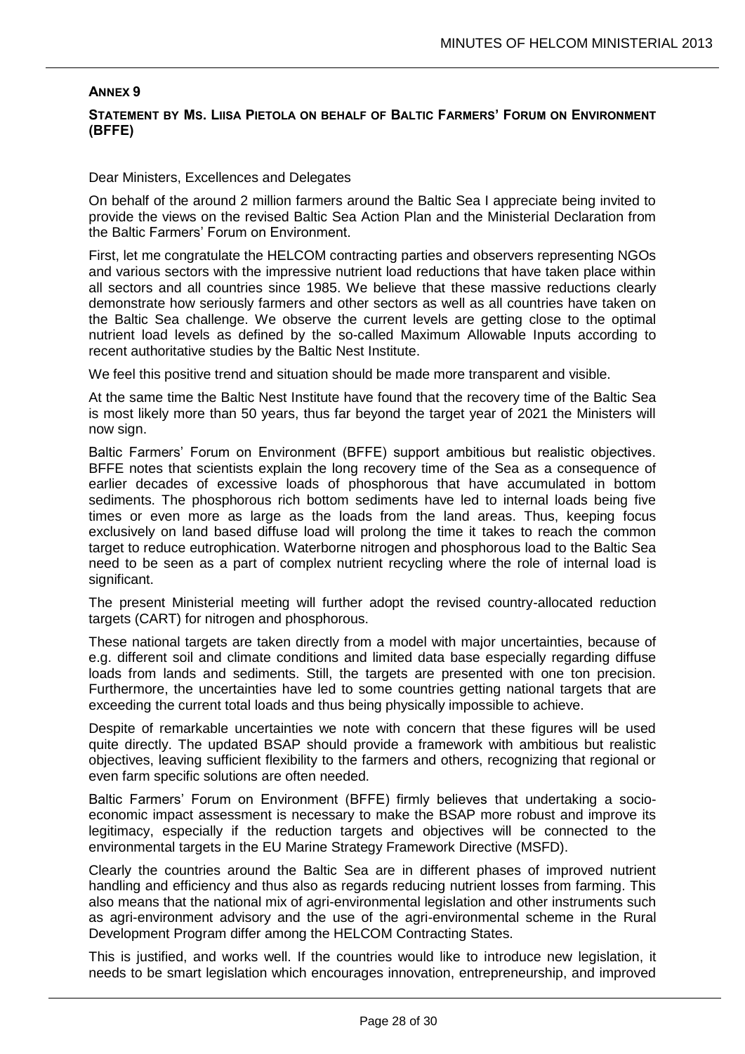## ANNEX 9

### STATEMENT BY MS. LIISA PIETOLA ON BEHALF OF BALTIC FARMERS' FORUM ON ENVIRONMENT (BFFE)

Dear Ministers, Excellences and Delegates

On behalf of the around 2 million farmers around the Baltic Sea I appreciate being invited to provide the views on the revised Baltic Sea Action Plan and the Ministerial Declaration from the Baltic Farmers' Forum on Environment.

First, let me congratulate the HELCOM contracting parties and observers representing NGOs and various sectors with the impressive nutrient load reductions that have taken place within all sectors and all countries since 1985. We believe that these massive reductions clearly demonstrate how seriously farmers and other sectors as well as all countries have taken on the Baltic Sea challenge. We observe the current levels are getting close to the optimal nutrient load levels as defined by the so-called Maximum Allowable Inputs according to recent authoritative studies by the Baltic Nest Institute.

We feel this positive trend and situation should be made more transparent and visible.

At the same time the Baltic Nest Institute have found that the recovery time of the Baltic Sea is most likely more than 50 years, thus far beyond the target year of 2021 the Ministers will now sign.

Baltic Farmers' Forum on Environment (BFFE) support ambitious but realistic objectives. BFFE notes that scientists explain the long recovery time of the Sea as a consequence of earlier decades of excessive loads of phosphorous that have accumulated in bottom sediments. The phosphorous rich bottom sediments have led to internal loads being five times or even more as large as the loads from the land areas. Thus, keeping focus exclusively on land based diffuse load will prolong the time it takes to reach the common target to reduce eutrophication. Waterborne nitrogen and phosphorous load to the Baltic Sea need to be seen as a part of complex nutrient recycling where the role of internal load is significant.

The present Ministerial meeting will further adopt the revised country-allocated reduction targets (CART) for nitrogen and phosphorous.

These national targets are taken directly from a model with major uncertainties, because of e.g. different soil and climate conditions and limited data base especially regarding diffuse loads from lands and sediments. Still, the targets are presented with one ton precision. Furthermore, the uncertainties have led to some countries getting national targets that are exceeding the current total loads and thus being physically impossible to achieve.

Despite of remarkable uncertainties we note with concern that these figures will be used quite directly. The updated BSAP should provide a framework with ambitious but realistic objectives, leaving sufficient flexibility to the farmers and others, recognizing that regional or even farm specific solutions are often needed.

Baltic Farmers' Forum on Environment (BFFE) firmly believes that undertaking a socio-economic impact assessment is necessary to make the BSAP more robust and improve its legitimacy, especially if the reduction targets and objectives will be connected to the environmental targets in the EU Marine Strategy Framework Directive (MSFD).

Clearly the countries around the Baltic Sea are in different phases of improved nutrient handling and efficiency and thus also as regards reducing nutrient losses from farming. This also means that the national mix of agri-environmental legislation and other instruments such as agri-environment advisory and the use of the agri-environmental scheme in the Rural Development Program differ among the HELCOM Contracting States.

This is justified, and works well. If the countries would like to introduce new legislation, it needs to be smart legislation which encourages innovation, entrepreneurship, and improved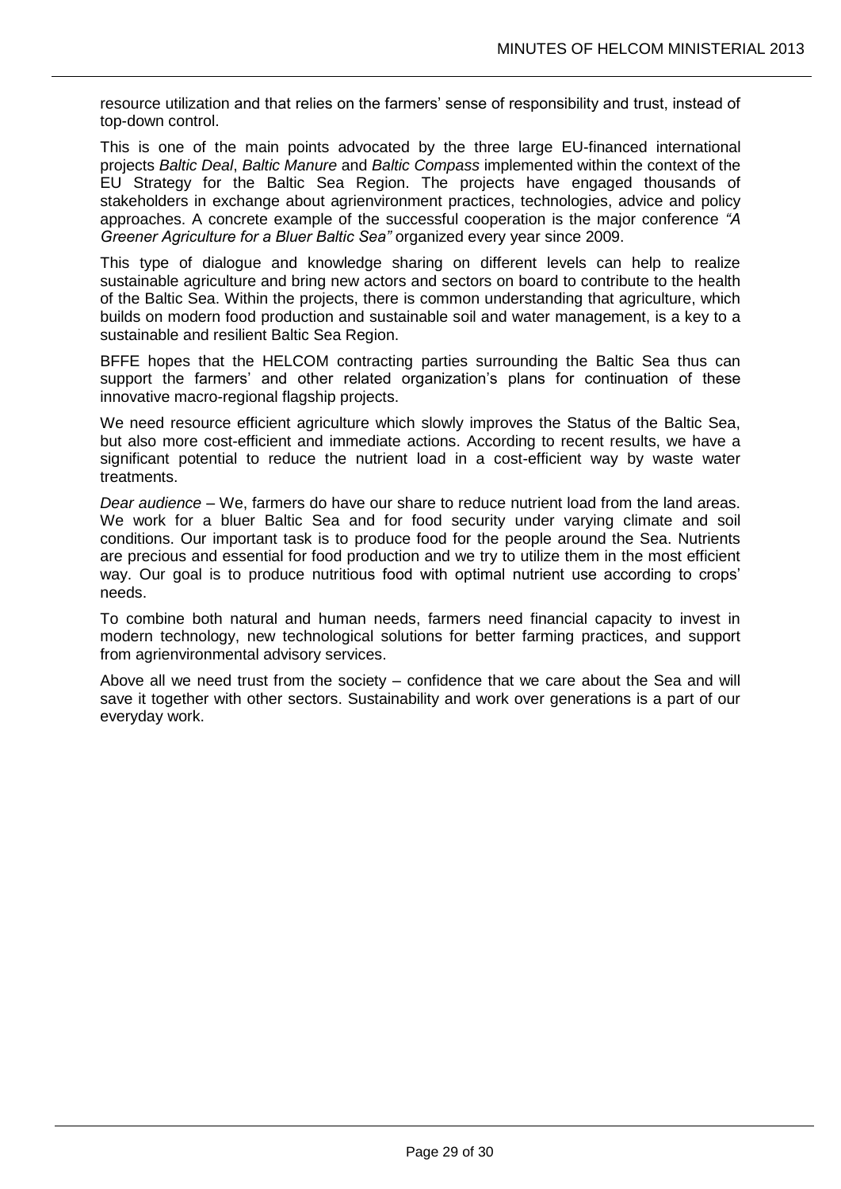resource utilization and that relies on the farmers' sense of responsibility and trust, instead of top-down control.

This is one of the main points advocated by the three large EU-financed international projects *Baltic Deal*, *Baltic Manure* and *Baltic Compass* implemented within the context of the EU Strategy for the Baltic Sea Region. The projects have engaged thousands of stakeholders in exchange about agrienvironment practices, technologies, advice and policy approaches. A concrete example of the successful cooperation is the major conference *"A Greener Agriculture for a Bluer Baltic Sea"* organized every year since 2009.

This type of dialogue and knowledge sharing on different levels can help to realize sustainable agriculture and bring new actors and sectors on board to contribute to the health of the Baltic Sea. Within the projects, there is common understanding that agriculture, which builds on modern food production and sustainable soil and water management, is a key to a sustainable and resilient Baltic Sea Region.

BFFE hopes that the HELCOM contracting parties surrounding the Baltic Sea thus can support the farmers' and other related organization's plans for continuation of these innovative macro-regional flagship projects.

We need resource efficient agriculture which slowly improves the Status of the Baltic Sea, but also more cost-efficient and immediate actions. According to recent results, we have a significant potential to reduce the nutrient load in a cost-efficient way by waste water treatments.

*Dear audience* – We, farmers do have our share to reduce nutrient load from the land areas. We work for a bluer Baltic Sea and for food security under varying climate and soil conditions. Our important task is to produce food for the people around the Sea. Nutrients are precious and essential for food production and we try to utilize them in the most efficient way. Our goal is to produce nutritious food with optimal nutrient use according to crops' needs.

To combine both natural and human needs, farmers need financial capacity to invest in modern technology, new technological solutions for better farming practices, and support from agrienvironmental advisory services.

Above all we need trust from the society – confidence that we care about the Sea and will save it together with other sectors. Sustainability and work over generations is a part of our everyday work.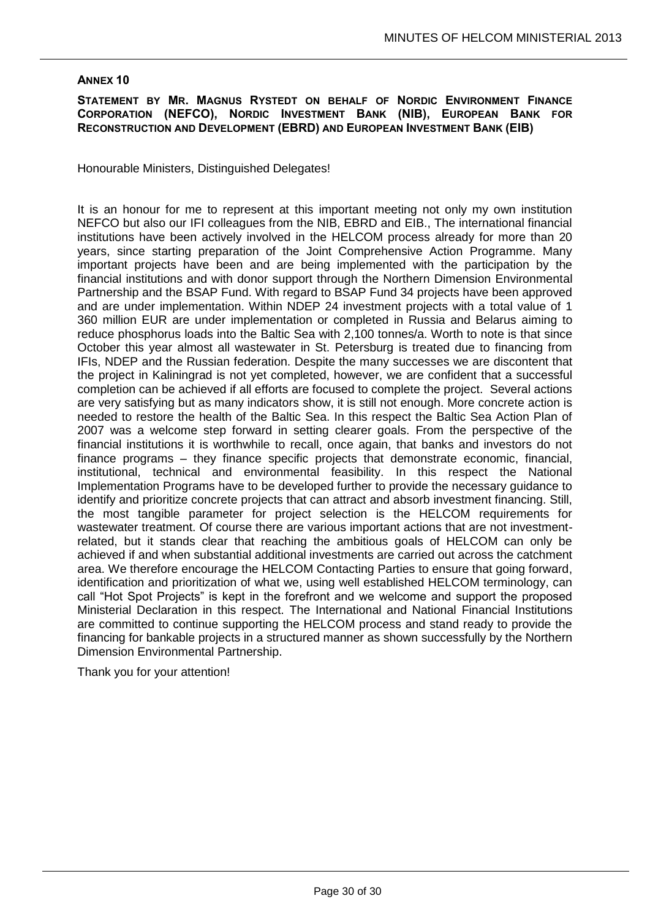## ANNEX 10

**STATEMENT BY MR. MAGNUS RYSTEDT ON BEHALF OF NORDIC ENVIRONMENT FINANCE CORPORATION (NEFCO), NORDIC INVESTMENT BANK (NIB), EUROPEAN BANK FOR RECONSTRUCTION AND DEVELOPMENT (EBRD) AND EUROPEAN INVESTMENT BANK (EIB)**

Honourable Ministers, Distinguished Delegates!

It is an honour for me to represent at this important meeting not only my own institution NEFCO but also our IFI colleagues from the NIB, EBRD and EIB., The international financial institutions have been actively involved in the HELCOM process already for more than 20 years, since starting preparation of the Joint Comprehensive Action Programme. Many important projects have been and are being implemented with the participation by the financial institutions and with donor support through the Northern Dimension Environmental Partnership and the BSAP Fund. With regard to BSAP Fund 34 projects have been approved and are under implementation. Within NDEP 24 investment projects with a total value of 1 360 million EUR are under implementation or completed in Russia and Belarus aiming to reduce phosphorus loads into the Baltic Sea with 2,100 tonnes/a. Worth to note is that since October this year almost all wastewater in St. Petersburg is treated due to financing from IFIs, NDEP and the Russian federation. Despite the many successes we are discontent that the project in Kaliningrad is not yet completed, however, we are confident that a successful completion can be achieved if all efforts are focused to complete the project. Several actions are very satisfying but as many indicators show, it is still not enough. More concrete action is needed to restore the health of the Baltic Sea. In this respect the Baltic Sea Action Plan of 2007 was a welcome step forward in setting clearer goals. From the perspective of the financial institutions it is worthwhile to recall, once again, that banks and investors do not finance programs – they finance specific projects that demonstrate economic, financial, institutional, technical and environmental feasibility. In this respect the National Implementation Programs have to be developed further to provide the necessary guidance to identify and prioritize concrete projects that can attract and absorb investment financing. Still, the most tangible parameter for project selection is the HELCOM requirements for wastewater treatment. Of course there are various important actions that are not investment-related, but it stands clear that reaching the ambitious goals of HELCOM can only be achieved if and when substantial additional investments are carried out across the catchment area. We therefore encourage the HELCOM Contacting Parties to ensure that going forward, identification and prioritization of what we, using well established HELCOM terminology, can call "Hot Spot Projects" is kept in the forefront and we welcome and support the proposed Ministerial Declaration in this respect. The International and National Financial Institutions are committed to continue supporting the HELCOM process and stand ready to provide the financing for bankable projects in a structured manner as shown successfully by the Northern Dimension Environmental Partnership.

Thank you for your attention!